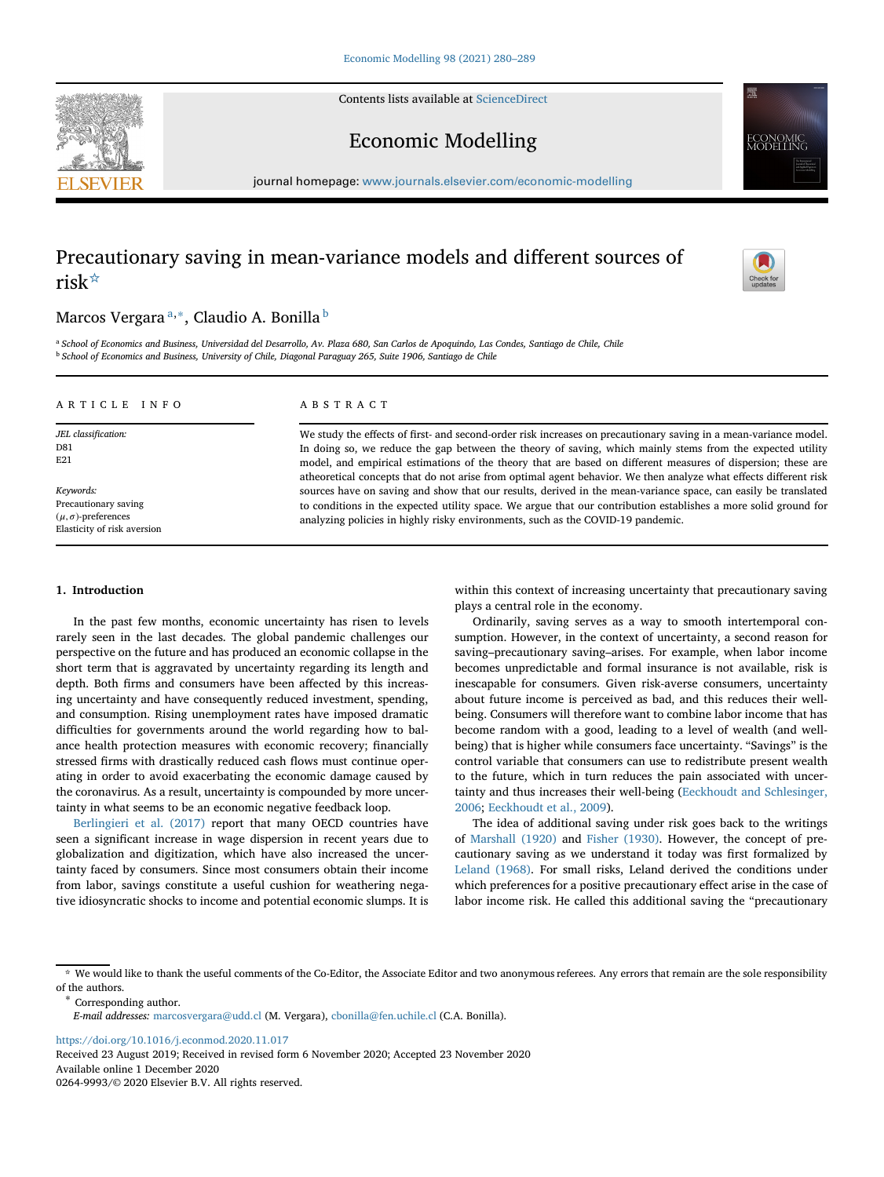# Precautionary saving in mean-variance models and different sources of risk[☆]

Marcos Vergara[a,*], Claudio A. Bonilla[b]

[a] School of Economics and Business, Universidad del Desarrollo, Av. Plaza 680, San Carlos de Apoquindo, Las Condes, Santiago de Chile, Chile

[b] School of Economics and Business, University of Chile, Diagonal Paraguay 265, Suite 1906, Santiago de Chile

## ARTICLE INFO

*JEL classification:*
D81
E21

*Keywords:*
Precautionary saving
$(\mu, \sigma)$-preferences
Elasticity of risk aversion

## ABSTRACT

We study the effects of first- and second-order risk increases on precautionary saving in a mean-variance model. In doing so, we reduce the gap between the theory of saving, which mainly stems from the expected utility model, and empirical estimations of the theory that are based on different measures of dispersion; these are atheoretical concepts that do not arise from optimal agent behavior. We then analyze what effects different risk sources have on saving and show that our results, derived in the mean-variance space, can easily be translated to conditions in the expected utility space. We argue that our contribution establishes a more solid ground for analyzing policies in highly risky environments, such as the COVID-19 pandemic.

## 1. Introduction

In the past few months, economic uncertainty has risen to levels rarely seen in the last decades. The global pandemic challenges our perspective on the future and has produced an economic collapse in the short term that is aggravated by uncertainty regarding its length and depth. Both firms and consumers have been affected by this increasing uncertainty and have consequently reduced investment, spending, and consumption. Rising unemployment rates have imposed dramatic difficulties for governments around the world regarding how to balance health protection measures with economic recovery; financially stressed firms with drastically reduced cash flows must continue operating in order to avoid exacerbating the economic damage caused by the coronavirus. As a result, uncertainty is compounded by more uncertainty in what seems to be an economic negative feedback loop.

Berlingieri et al. (2017) report that many OECD countries have seen a significant increase in wage dispersion in recent years due to globalization and digitization, which have also increased the uncertainty faced by consumers. Since most consumers obtain their income from labor, savings constitute a useful cushion for weathering negative idiosyncratic shocks to income and potential economic slumps. It is within this context of increasing uncertainty that precautionary saving plays a central role in the economy.

Ordinarily, saving serves as a way to smooth intertemporal consumption. However, in the context of uncertainty, a second reason for saving–precautionary saving–arises. For example, when labor income becomes unpredictable and formal insurance is not available, risk is inescapable for consumers. Given risk-averse consumers, uncertainty about future income is perceived as bad, and this reduces their well-being. Consumers will therefore want to combine labor income that has become random with a good, leading to a level of wealth (and well-being) that is higher while consumers face uncertainty. "Savings" is the control variable that consumers can use to redistribute present wealth to the future, which in turn reduces the pain associated with uncertainty and thus increases their well-being (Eeckhoudt and Schlesinger, 2006; Eeckhoudt et al., 2009).

The idea of additional saving under risk goes back to the writings of Marshall (1920) and Fisher (1930). However, the concept of precautionary saving as we understand it today was first formalized by Leland (1968). For small risks, Leland derived the conditions under which preferences for a positive precautionary effect arise in the case of labor income risk. He called this additional saving the "precautionary

---

☆ We would like to thank the useful comments of the Co-Editor, the Associate Editor and two anonymous referees. Any errors that remain are the sole responsibility of the authors.

\* Corresponding author.

*E-mail addresses:* marcosvergara@udd.cl (M. Vergara), cbonilla@fen.uchile.cl (C.A. Bonilla).

https://doi.org/10.1016/j.econmod.2020.11.017

Received 23 August 2019; Received in revised form 6 November 2020; Accepted 23 November 2020

Available online 1 December 2020

0264-9993/© 2020 Elsevier B.V. All rights reserved.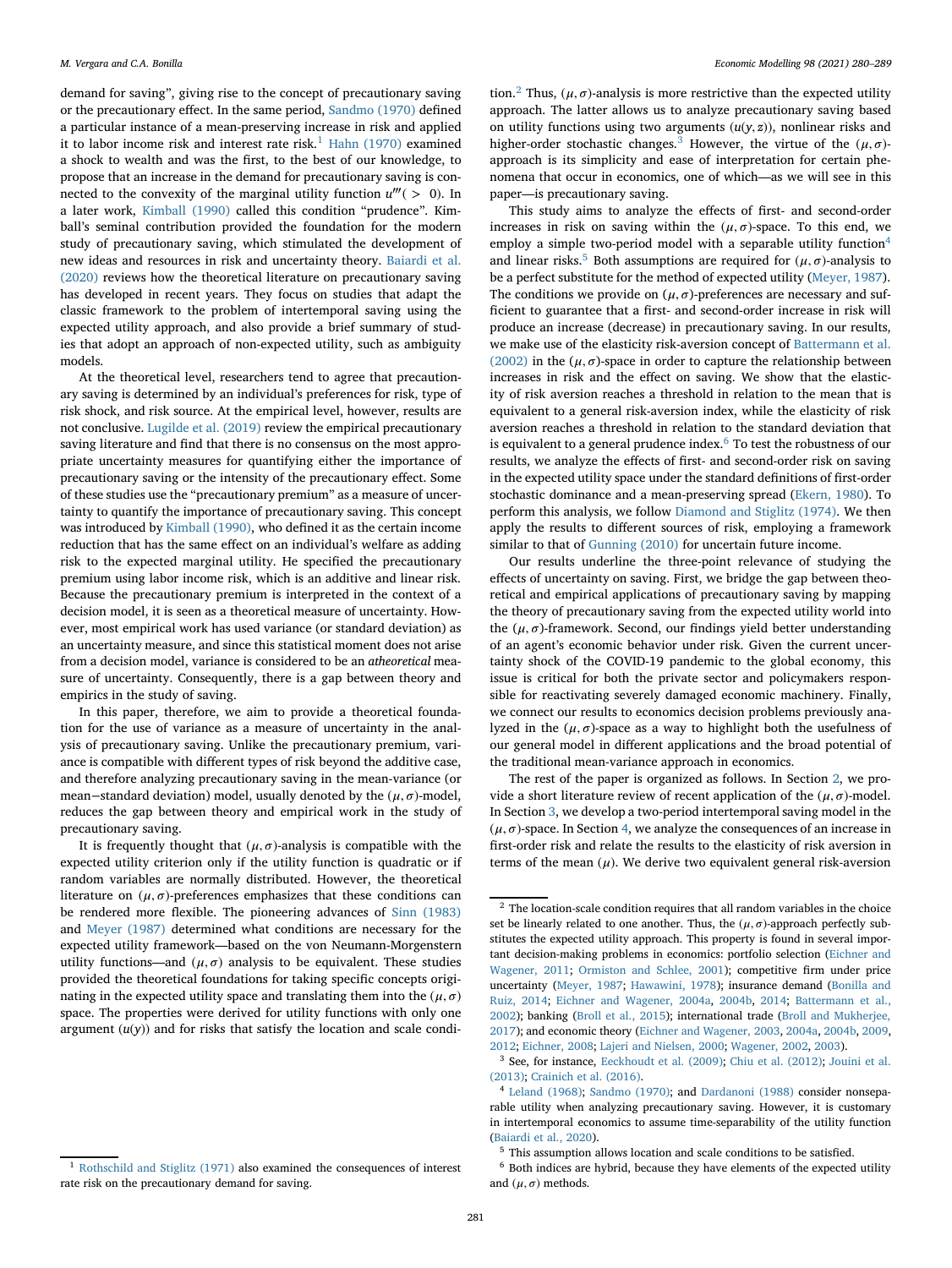demand for saving", giving rise to the concept of precautionary saving or the precautionary effect. In the same period, Sandmo (1970) defined a particular instance of a mean-preserving increase in risk and applied it to labor income risk and interest rate risk.[1] Hahn (1970) examined a shock to wealth and was the first, to the best of our knowledge, to propose that an increase in the demand for precautionary saving is connected to the convexity of the marginal utility function $u'''(>0)$. In a later work, Kimball (1990) called this condition "prudence". Kimball's seminal contribution provided the foundation for the modern study of precautionary saving, which stimulated the development of new ideas and resources in risk and uncertainty theory. Baiardi et al. (2020) reviews how the theoretical literature on precautionary saving has developed in recent years. They focus on studies that adapt the classic framework to the problem of intertemporal saving using the expected utility approach, and also provide a brief summary of studies that adopt an approach of non-expected utility, such as ambiguity models.

At the theoretical level, researchers tend to agree that precautionary saving is determined by an individual's preferences for risk, type of risk shock, and risk source. At the empirical level, however, results are not conclusive. Lugilde et al. (2019) review the empirical precautionary saving literature and find that there is no consensus on the most appropriate uncertainty measures for quantifying either the importance of precautionary saving or the intensity of the precautionary effect. Some of these studies use the "precautionary premium" as a measure of uncertainty to quantify the importance of precautionary saving. This concept was introduced by Kimball (1990), who defined it as the certain income reduction that has the same effect on an individual's welfare as adding risk to the expected marginal utility. He specified the precautionary premium using labor income risk, which is an additive and linear risk. Because the precautionary premium is interpreted in the context of a decision model, it is seen as a theoretical measure of uncertainty. However, most empirical work has used variance (or standard deviation) as an uncertainty measure, and since this statistical moment does not arise from a decision model, variance is considered to be an *atheoretical* measure of uncertainty. Consequently, there is a gap between theory and empirics in the study of saving.

In this paper, therefore, we aim to provide a theoretical foundation for the use of variance as a measure of uncertainty in the analysis of precautionary saving. Unlike the precautionary premium, variance is compatible with different types of risk beyond the additive case, and therefore analyzing precautionary saving in the mean-variance (or mean−standard deviation) model, usually denoted by the $(\mu, \sigma)$-model, reduces the gap between theory and empirical work in the study of precautionary saving.

It is frequently thought that $(\mu, \sigma)$-analysis is compatible with the expected utility criterion only if the utility function is quadratic or if random variables are normally distributed. However, the theoretical literature on $(\mu, \sigma)$-preferences emphasizes that these conditions can be rendered more flexible. The pioneering advances of Sinn (1983) and Meyer (1987) determined what conditions are necessary for the expected utility framework—based on the von Neumann-Morgenstern utility functions—and $(\mu, \sigma)$ analysis to be equivalent. These studies provided the theoretical foundations for taking specific concepts originating in the expected utility space and translating them into the $(\mu, \sigma)$ space. The properties were derived for utility functions with only one argument ($u(y)$) and for risks that satisfy the location and scale condition.[2] Thus, $(\mu, \sigma)$-analysis is more restrictive than the expected utility approach. The latter allows us to analyze precautionary saving based on utility functions using two arguments ($u(y, z)$), nonlinear risks and higher-order stochastic changes.[3] However, the virtue of the $(\mu, \sigma)$-approach is its simplicity and ease of interpretation for certain phenomena that occur in economics, one of which—as we will see in this paper—is precautionary saving.

This study aims to analyze the effects of first- and second-order increases in risk on saving within the $(\mu, \sigma)$-space. To this end, we employ a simple two-period model with a separable utility function[4] and linear risks.[5] Both assumptions are required for $(\mu, \sigma)$-analysis to be a perfect substitute for the method of expected utility (Meyer, 1987). The conditions we provide on $(\mu, \sigma)$-preferences are necessary and sufficient to guarantee that a first- and second-order increase in risk will produce an increase (decrease) in precautionary saving. In our results, we make use of the elasticity risk-aversion concept of Battermann et al. (2002) in the $(\mu, \sigma)$-space in order to capture the relationship between increases in risk and the effect on saving. We show that the elasticity of risk aversion reaches a threshold in relation to the mean that is equivalent to a general risk-aversion index, while the elasticity of risk aversion reaches a threshold in relation to the standard deviation that is equivalent to a general prudence index.[6] To test the robustness of our results, we analyze the effects of first- and second-order risk on saving in the expected utility space under the standard definitions of first-order stochastic dominance and a mean-preserving spread (Ekern, 1980). To perform this analysis, we follow Diamond and Stiglitz (1974). We then apply the results to different sources of risk, employing a framework similar to that of Gunning (2010) for uncertain future income.

Our results underline the three-point relevance of studying the effects of uncertainty on saving. First, we bridge the gap between theoretical and empirical applications of precautionary saving by mapping the theory of precautionary saving from the expected utility world into the $(\mu, \sigma)$-framework. Second, our findings yield better understanding of an agent's economic behavior under risk. Given the current uncertainty shock of the COVID-19 pandemic to the global economy, this issue is critical for both the private sector and policymakers responsible for reactivating severely damaged economic machinery. Finally, we connect our results to economics decision problems previously analyzed in the $(\mu, \sigma)$-space as a way to highlight both the usefulness of our general model in different applications and the broad potential of the traditional mean-variance approach in economics.

The rest of the paper is organized as follows. In Section 2, we provide a short literature review of recent application of the $(\mu, \sigma)$-model. In Section 3, we develop a two-period intertemporal saving model in the $(\mu, \sigma)$-space. In Section 4, we analyze the consequences of an increase in first-order risk and relate the results to the elasticity of risk aversion in terms of the mean ($\mu$). We derive two equivalent general risk-aversion

---

[1] Rothschild and Stiglitz (1971) also examined the consequences of interest rate risk on the precautionary demand for saving.

[2] The location-scale condition requires that all random variables in the choice set be linearly related to one another. Thus, the $(\mu, \sigma)$-approach perfectly substitutes the expected utility approach. This property is found in several important decision-making problems in economics: portfolio selection (Eichner and Wagener, 2011; Ormiston and Schlee, 2001); competitive firm under price uncertainty (Meyer, 1987; Hawawini, 1978); insurance demand (Bonilla and Ruiz, 2014; Eichner and Wagener, 2004a, 2004b, 2014; Battermann et al., 2002); banking (Broll et al., 2015); international trade (Broll and Mukherjee, 2017); and economic theory (Eichner and Wagener, 2003, 2004a, 2004b, 2009, 2012; Eichner, 2008; Lajeri and Nielsen, 2000; Wagener, 2002, 2003).

[3] See, for instance, Eeckhoudt et al. (2009); Chiu et al. (2012); Jouini et al. (2013); Crainich et al. (2016).

[4] Leland (1968); Sandmo (1970); and Dardanoni (1988) consider nonseparable utility when analyzing precautionary saving. However, it is customary in intertemporal economics to assume time-separability of the utility function (Baiardi et al., 2020).

[5] This assumption allows location and scale conditions to be satisfied.

[6] Both indices are hybrid, because they have elements of the expected utility and $(\mu, \sigma)$ methods.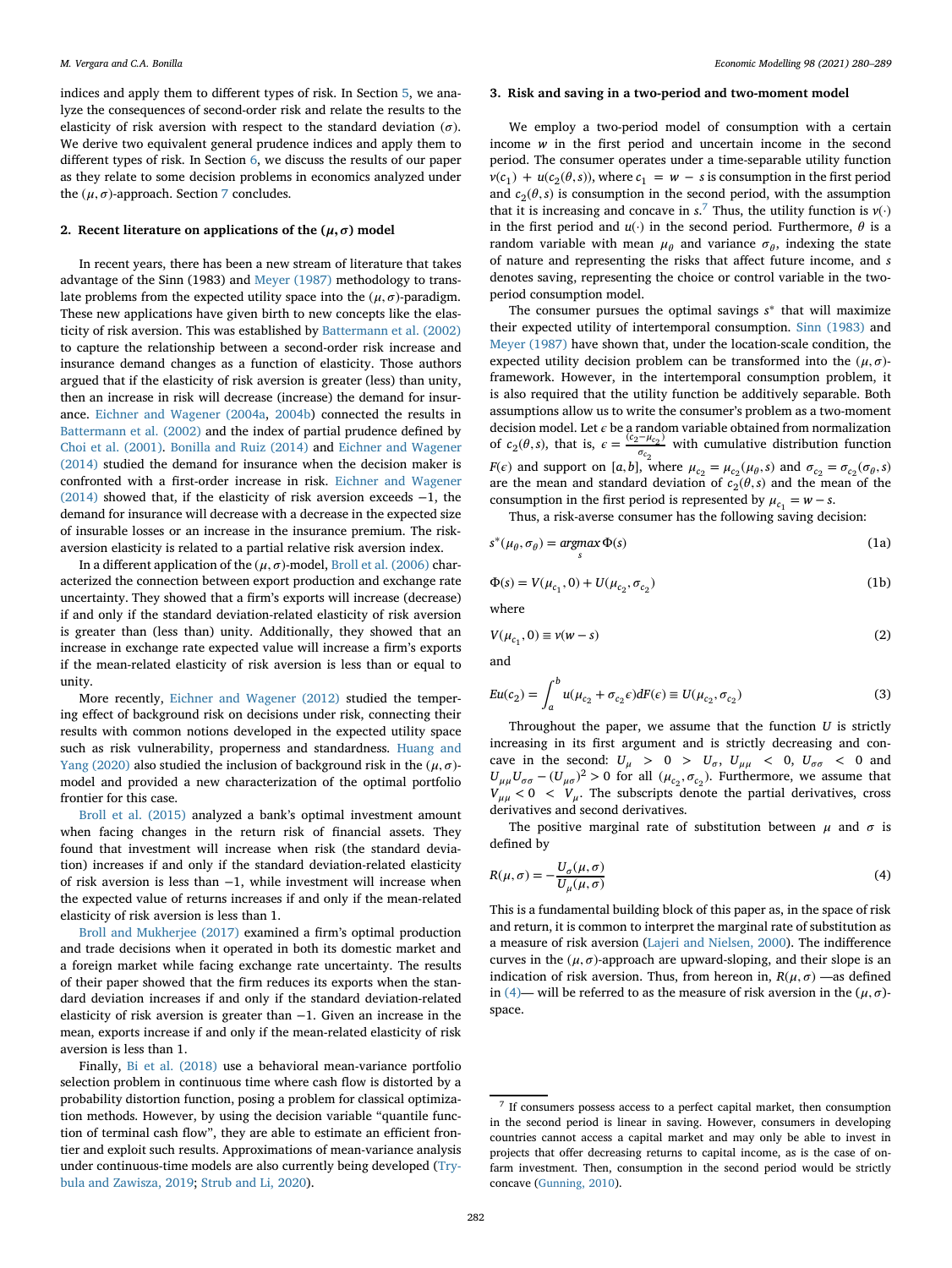indices and apply them to different types of risk. In Section 5, we analyze the consequences of second-order risk and relate the results to the elasticity of risk aversion with respect to the standard deviation ($\sigma$). We derive two equivalent general prudence indices and apply them to different types of risk. In Section 6, we discuss the results of our paper as they relate to some decision problems in economics analyzed under the $(\mu, \sigma)$-approach. Section 7 concludes.

## 2. Recent literature on applications of the $(\mu, \sigma)$ model

In recent years, there has been a new stream of literature that takes advantage of the Sinn (1983) and Meyer (1987) methodology to translate problems from the expected utility space into the $(\mu, \sigma)$-paradigm. These new applications have given birth to new concepts like the elasticity of risk aversion. This was established by Battermann et al. (2002) to capture the relationship between a second-order risk increase and insurance demand changes as a function of elasticity. Those authors argued that if the elasticity of risk aversion is greater (less) than unity, then an increase in risk will decrease (increase) the demand for insurance. Eichner and Wagener (2004a, 2004b) connected the results in Battermann et al. (2002) and the index of partial prudence defined by Choi et al. (2001). Bonilla and Ruiz (2014) and Eichner and Wagener (2014) studied the demand for insurance when the decision maker is confronted with a first-order increase in risk. Eichner and Wagener (2014) showed that, if the elasticity of risk aversion exceeds −1, the demand for insurance will decrease with a decrease in the expected size of insurable losses or an increase in the insurance premium. The risk-aversion elasticity is related to a partial relative risk aversion index.

In a different application of the $(\mu, \sigma)$-model, Broll et al. (2006) characterized the connection between export production and exchange rate uncertainty. They showed that a firm's exports will increase (decrease) if and only if the standard deviation-related elasticity of risk aversion is greater than (less than) unity. Additionally, they showed that an increase in exchange rate expected value will increase a firm's exports if the mean-related elasticity of risk aversion is less than or equal to unity.

More recently, Eichner and Wagener (2012) studied the tempering effect of background risk on decisions under risk, connecting their results with common notions developed in the expected utility space such as risk vulnerability, properness and standardness. Huang and Yang (2020) also studied the inclusion of background risk in the $(\mu, \sigma)$-model and provided a new characterization of the optimal portfolio frontier for this case.

Broll et al. (2015) analyzed a bank's optimal investment amount when facing changes in the return risk of financial assets. They found that investment will increase when risk (the standard deviation) increases if and only if the standard deviation-related elasticity of risk aversion is less than −1, while investment will increase when the expected value of returns increases if and only if the mean-related elasticity of risk aversion is less than 1.

Broll and Mukherjee (2017) examined a firm's optimal production and trade decisions when it operated in both its domestic market and a foreign market while facing exchange rate uncertainty. The results of their paper showed that the firm reduces its exports when the standard deviation increases if and only if the standard deviation-related elasticity of risk aversion is greater than −1. Given an increase in the mean, exports increase if and only if the mean-related elasticity of risk aversion is less than 1.

Finally, Bi et al. (2018) use a behavioral mean-variance portfolio selection problem in continuous time where cash flow is distorted by a probability distortion function, posing a problem for classical optimization methods. However, by using the decision variable "quantile function of terminal cash flow", they are able to estimate an efficient frontier and exploit such results. Approximations of mean-variance analysis under continuous-time models are also currently being developed (Trybula and Zawisza, 2019; Strub and Li, 2020).

## 3. Risk and saving in a two-period and two-moment model

We employ a two-period model of consumption with a certain income $w$ in the first period and uncertain income in the second period. The consumer operates under a time-separable utility function $v(c_1) + u(c_2(\theta, s))$, where $c_1 = w - s$ is consumption in the first period and $c_2(\theta, s)$ is consumption in the second period, with the assumption that it is increasing and concave in $s$.[7] Thus, the utility function is $v(\cdot)$ in the first period and $u(\cdot)$ in the second period. Furthermore, $\theta$ is a random variable with mean $\mu_\theta$ and variance $\sigma_\theta$, indexing the state of nature and representing the risks that affect future income, and $s$ denotes saving, representing the choice or control variable in the two-period consumption model.

The consumer pursues the optimal savings $s^*$ that will maximize their expected utility of intertemporal consumption. Sinn (1983) and Meyer (1987) have shown that, under the location-scale condition, the expected utility decision problem can be transformed into the $(\mu, \sigma)$-framework. However, in the intertemporal consumption problem, it is also required that the utility function be additively separable. Both assumptions allow us to write the consumer's problem as a two-moment decision model. Let $\epsilon$ be a random variable obtained from normalization of $c_2(\theta, s)$, that is, $\epsilon = \frac{(c_2 - \mu_{c_2})}{\sigma_{c_2}}$ with cumulative distribution function $F(\epsilon)$ and support on $[a, b]$, where $\mu_{c_2} = \mu_{c_2}(\mu_\theta, s)$ and $\sigma_{c_2} = \sigma_{c_2}(\sigma_\theta, s)$ are the mean and standard deviation of $c_2(\theta, s)$ and the mean of the consumption in the first period is represented by $\mu_{c_1} = w - s$.

Thus, a risk-averse consumer has the following saving decision:

$$s^*(\mu_\theta, \sigma_\theta) = \underset{s}{argmax}\, \Phi(s) \tag{1a}$$

$$\Phi(s) = V(\mu_{c_1}, 0) + U(\mu_{c_2}, \sigma_{c_2}) \tag{1b}$$

where

$$V(\mu_{c_1}, 0) \equiv v(w - s) \tag{2}$$

and

$$Eu(c_2) = \int_a^b u(\mu_{c_2} + \sigma_{c_2}\epsilon)dF(\epsilon) \equiv U(\mu_{c_2}, \sigma_{c_2}) \tag{3}$$

Throughout the paper, we assume that the function $U$ is strictly increasing in its first argument and is strictly decreasing and concave in the second: $U_\mu > 0 > U_\sigma$, $U_{\mu\mu} < 0$, $U_{\sigma\sigma} < 0$ and $U_{\mu\mu}U_{\sigma\sigma} - (U_{\mu\sigma})^2 > 0$ for all $(\mu_{c_2}, \sigma_{c_2})$. Furthermore, we assume that $V_{\mu\mu} < 0 < V_\mu$. The subscripts denote the partial derivatives, cross derivatives and second derivatives.

The positive marginal rate of substitution between $\mu$ and $\sigma$ is defined by

$$R(\mu, \sigma) = -\frac{U_\sigma(\mu, \sigma)}{U_\mu(\mu, \sigma)} \tag{4}$$

This is a fundamental building block of this paper as, in the space of risk and return, it is common to interpret the marginal rate of substitution as a measure of risk aversion (Lajeri and Nielsen, 2000). The indifference curves in the $(\mu, \sigma)$-approach are upward-sloping, and their slope is an indication of risk aversion. Thus, from hereon in, $R(\mu, \sigma)$ —as defined in (4)— will be referred to as the measure of risk aversion in the $(\mu, \sigma)$-space.

---

[7] If consumers possess access to a perfect capital market, then consumption in the second period is linear in saving. However, consumers in developing countries cannot access a capital market and may only be able to invest in projects that offer decreasing returns to capital income, as is the case of on-farm investment. Then, consumption in the second period would be strictly concave (Gunning, 2010).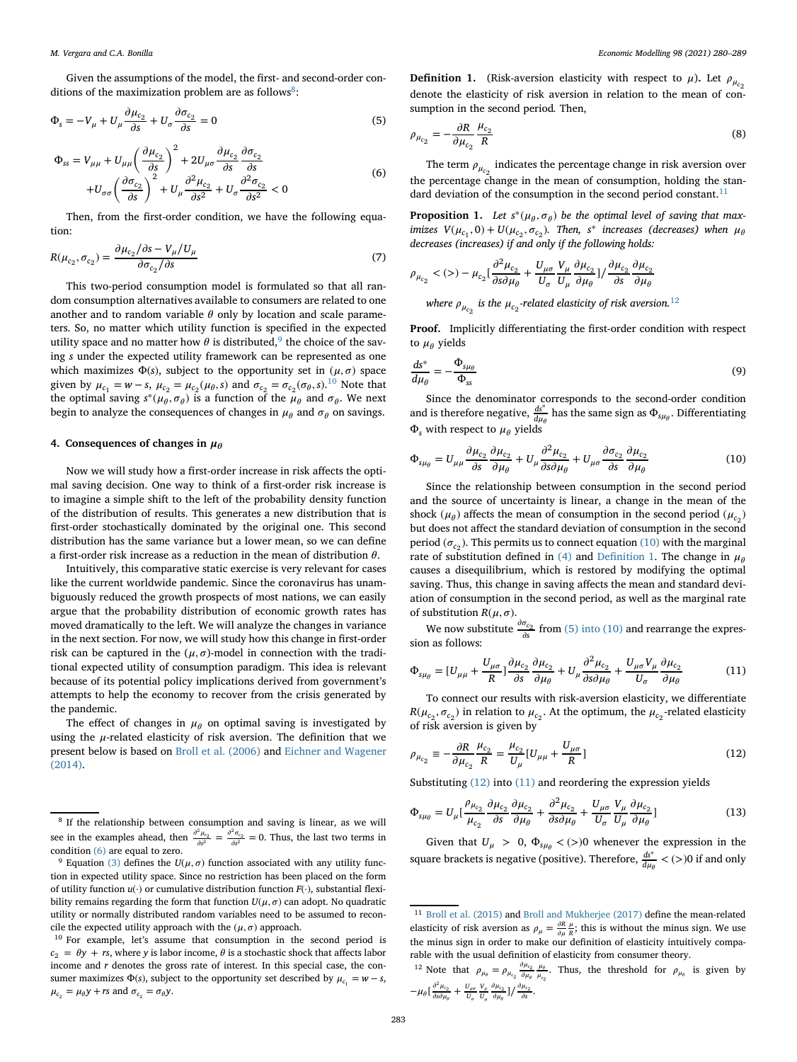Given the assumptions of the model, the first- and second-order conditions of the maximization problem are as follows[8]:

$$\Phi_s = -V_\mu + U_\mu \frac{\partial \mu_{c_2}}{\partial s} + U_\sigma \frac{\partial \sigma_{c_2}}{\partial s} = 0 \tag{5}$$

$$\Phi_{ss} = V_{\mu\mu} + U_{\mu\mu}\left(\frac{\partial \mu_{c_2}}{\partial s}\right)^2 + 2U_{\mu\sigma}\frac{\partial \mu_{c_2}}{\partial s}\frac{\partial \sigma_{c_2}}{\partial s} + U_{\sigma\sigma}\left(\frac{\partial \sigma_{c_2}}{\partial s}\right)^2 + U_\mu \frac{\partial^2 \mu_{c_2}}{\partial s^2} + U_\sigma \frac{\partial^2 \sigma_{c_2}}{\partial s^2} < 0 \tag{6}$$

Then, from the first-order condition, we have the following equation:

$$R(\mu_{c_2}, \sigma_{c_2}) = \frac{\partial \mu_{c_2}/\partial s - V_\mu/U_\mu}{\partial \sigma_{c_2}/\partial s} \tag{7}$$

This two-period consumption model is formulated so that all random consumption alternatives available to consumers are related to one another and to random variable $\theta$ only by location and scale parameters. So, no matter which utility function is specified in the expected utility space and no matter how $\theta$ is distributed,[9] the choice of the saving $s$ under the expected utility framework can be represented as one which maximizes $\Phi(s)$, subject to the opportunity set in $(\mu, \sigma)$ space given by $\mu_{c_1} = w - s$, $\mu_{c_2} = \mu_{c_2}(\mu_\theta, s)$ and $\sigma_{c_2} = \sigma_{c_2}(\sigma_\theta, s)$.[10] Note that the optimal saving $s^*(\mu_\theta, \sigma_\theta)$ is a function of the $\mu_\theta$ and $\sigma_\theta$. We next begin to analyze the consequences of changes in $\mu_\theta$ and $\sigma_\theta$ on savings.

## 4. Consequences of changes in $\mu_\theta$

Now we will study how a first-order increase in risk affects the optimal saving decision. One way to think of a first-order risk increase is to imagine a simple shift to the left of the probability density function of the distribution of results. This generates a new distribution that is first-order stochastically dominated by the original one. This second distribution has the same variance but a lower mean, so we can define a first-order risk increase as a reduction in the mean of distribution $\theta$.

Intuitively, this comparative static exercise is very relevant for cases like the current worldwide pandemic. Since the coronavirus has unambiguously reduced the growth prospects of most nations, we can easily argue that the probability distribution of economic growth rates has moved dramatically to the left. We will analyze the changes in variance in the next section. For now, we will study how this change in first-order risk can be captured in the $(\mu, \sigma)$-model in connection with the traditional expected utility of consumption paradigm. This idea is relevant because of its potential policy implications derived from government's attempts to help the economy to recover from the crisis generated by the pandemic.

The effect of changes in $\mu_\theta$ on optimal saving is investigated by using the $\mu$-related elasticity of risk aversion. The definition that we present below is based on Broll et al. (2006) and Eichner and Wagener (2014).

**Definition 1.** (Risk-aversion elasticity with respect to $\mu$). Let $\rho_{\mu_{c_2}}$ denote the elasticity of risk aversion in relation to the mean of consumption in the second period. Then,

$$\rho_{\mu_{c_2}} = -\frac{\partial R}{\partial \mu_{c_2}}\frac{\mu_{c_2}}{R} \tag{8}$$

The term $\rho_{\mu_{c_2}}$ indicates the percentage change in risk aversion over the percentage change in the mean of consumption, holding the standard deviation of the consumption in the second period constant.[11]

**Proposition 1.** *Let $s^*(\mu_\theta, \sigma_\theta)$ be the optimal level of saving that maximizes $V(\mu_{c_1}, 0) + U(\mu_{c_2}, \sigma_{c_2})$. Then, $s^*$ increases (decreases) when $\mu_\theta$ decreases (increases) if and only if the following holds:*

$$\rho_{\mu_{c_2}} < (>) - \mu_{c_2}\left[\frac{\partial^2 \mu_{c_2}}{\partial s \partial \mu_\theta} + \frac{U_{\mu\sigma}}{U_\sigma}\frac{V_\mu}{U_\mu}\frac{\partial \mu_{c_2}}{\partial \mu_\theta}\right] / \frac{\partial \mu_{c_2}}{\partial s}\frac{\partial \mu_{c_2}}{\partial \mu_\theta}$$

*where $\rho_{\mu_{c_2}}$ is the $\mu_{c_2}$-related elasticity of risk aversion.*[12]

**Proof.** Implicitly differentiating the first-order condition with respect to $\mu_\theta$ yields

$$\frac{ds^*}{d\mu_\theta} = -\frac{\Phi_{s\mu_\theta}}{\Phi_{ss}} \tag{9}$$

Since the denominator corresponds to the second-order condition and is therefore negative, $\frac{ds^*}{d\mu_\theta}$ has the same sign as $\Phi_{s\mu_\theta}$. Differentiating $\Phi_s$ with respect to $\mu_\theta$ yields

$$\Phi_{s\mu_\theta} = U_{\mu\mu}\frac{\partial \mu_{c_2}}{\partial s}\frac{\partial \mu_{c_2}}{\partial \mu_\theta} + U_\mu \frac{\partial^2 \mu_{c_2}}{\partial s \partial \mu_\theta} + U_{\mu\sigma}\frac{\partial \sigma_{c_2}}{\partial s}\frac{\partial \mu_{c_2}}{\partial \mu_\theta} \tag{10}$$

Since the relationship between consumption in the second period and the source of uncertainty is linear, a change in the mean of the shock ($\mu_\theta$) affects the mean of consumption in the second period ($\mu_{c_2}$) but does not affect the standard deviation of consumption in the second period ($\sigma_{c_2}$). This permits us to connect equation (10) with the marginal rate of substitution defined in (4) and Definition 1. The change in $\mu_\theta$ causes a disequilibrium, which is restored by modifying the optimal saving. Thus, this change in saving affects the mean and standard deviation of consumption in the second period, as well as the marginal rate of substitution $R(\mu, \sigma)$.

We now substitute $\frac{\partial \sigma_{c_2}}{\partial s}$ from (5) into (10) and rearrange the expression as follows:

$$\Phi_{s\mu_\theta} = \left[U_{\mu\mu} + \frac{U_{\mu\sigma}}{R}\right]\frac{\partial \mu_{c_2}}{\partial s}\frac{\partial \mu_{c_2}}{\partial \mu_\theta} + U_\mu \frac{\partial^2 \mu_{c_2}}{\partial s \partial \mu_\theta} + \frac{U_{\mu\sigma}V_\mu}{U_\sigma}\frac{\partial \mu_{c_2}}{\partial \mu_\theta} \tag{11}$$

To connect our results with risk-aversion elasticity, we differentiate $R(\mu_{c_2}, \sigma_{c_2})$ in relation to $\mu_{c_2}$. At the optimum, the $\mu_{c_2}$-related elasticity of risk aversion is given by

$$\rho_{\mu_{c_2}} \equiv -\frac{\partial R}{\partial \mu_{c_2}}\frac{\mu_{c_2}}{R} = \frac{\mu_{c_2}}{U_\mu}\left[U_{\mu\mu} + \frac{U_{\mu\sigma}}{R}\right] \tag{12}$$

Substituting (12) into (11) and reordering the expression yields

$$\Phi_{s\mu_\theta} = U_\mu\left[\frac{\rho_{\mu_{c_2}}}{\mu_{c_2}}\frac{\partial \mu_{c_2}}{\partial s}\frac{\partial \mu_{c_2}}{\partial \mu_\theta} + \frac{\partial^2 \mu_{c_2}}{\partial s \partial \mu_\theta} + \frac{U_{\mu\sigma}}{U_\sigma}\frac{V_\mu}{U_\mu}\frac{\partial \mu_{c_2}}{\partial \mu_\theta}\right] \tag{13}$$

Given that $U_\mu > 0$, $\Phi_{s\mu_\theta} < (>) 0$ whenever the expression in the square brackets is negative (positive). Therefore, $\frac{ds^*}{d\mu_\theta} < (>) 0$ if and only

---

[8] If the relationship between consumption and saving is linear, as we will see in the examples ahead, then $\frac{\partial^2 \mu_{c_2}}{\partial s^2} = \frac{\partial^2 \sigma_{c_2}}{\partial s^2} = 0$. Thus, the last two terms in condition (6) are equal to zero.

[9] Equation (3) defines the $U(\mu, \sigma)$ function associated with any utility function in expected utility space. Since no restriction has been placed on the form of utility function $u(\cdot)$ or cumulative distribution function $F(\cdot)$, substantial flexibility remains regarding the form that function $U(\mu, \sigma)$ can adopt. No quadratic utility or normally distributed random variables need to be assumed to reconcile the expected utility approach with the $(\mu, \sigma)$ approach.

[10] For example, let's assume that consumption in the second period is $c_2 = \theta y + rs$, where $y$ is labor income, $\theta$ is a stochastic shock that affects labor income and $r$ denotes the gross rate of interest. In this special case, the consumer maximizes $\Phi(s)$, subject to the opportunity set described by $\mu_{c_1} = w - s$, $\mu_{c_2} = \mu_\theta y + rs$ and $\sigma_{c_2} = \sigma_\theta y$.

[11] Broll et al. (2015) and Broll and Mukherjee (2017) define the mean-related elasticity of risk aversion as $\rho_\mu = \frac{\partial R}{\partial \mu}\frac{\mu}{R}$; this is without the minus sign. We use the minus sign in order to make our definition of elasticity intuitively comparable with the usual definition of elasticity from consumer theory.

[12] Note that $\rho_{\mu_\theta} = \rho_{\mu_{c_2}}\frac{\partial \mu_{c_2}}{\partial \mu_\theta}\frac{\mu_\theta}{\mu_{c_2}}$. Thus, the threshold for $\rho_{\mu_\theta}$ is given by $-\mu_\theta\left[\frac{\partial^2 \mu_{c_2}}{\partial s \partial \mu_\theta} + \frac{U_{\mu\sigma}}{U_\sigma}\frac{V_\mu}{U_\mu}\frac{\partial \mu_{c_2}}{\partial \mu_\theta}\right] / \frac{\partial \mu_{c_2}}{\partial s}$.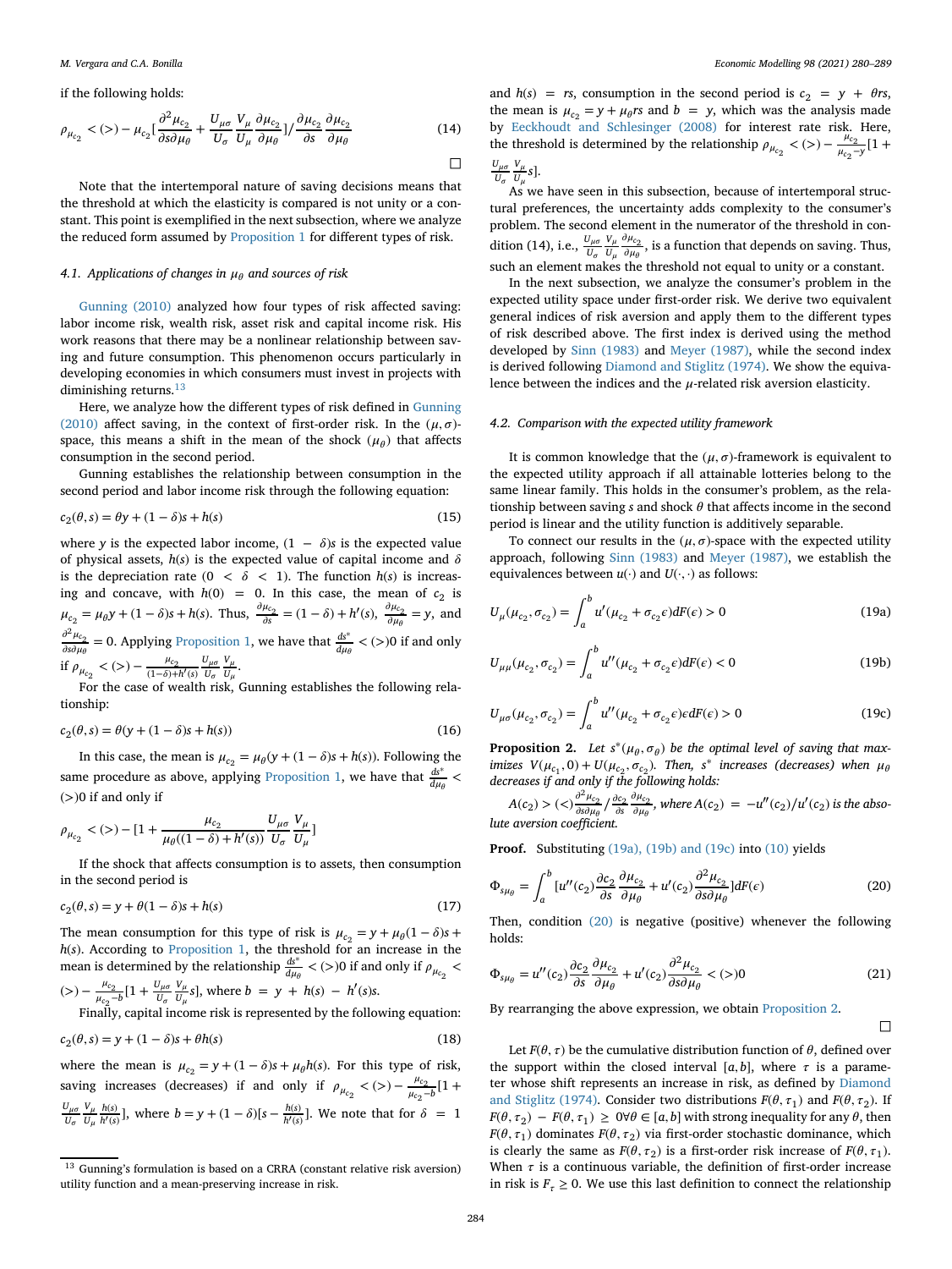if the following holds:

$$\rho_{\mu_{c_2}} < (>) - \mu_{c_2}\left[\frac{\partial^2 \mu_{c_2}}{\partial s \partial \mu_\theta} + \frac{U_{\mu\sigma}}{U_\sigma}\frac{V_\mu}{U_\mu}\frac{\partial \mu_{c_2}}{\partial \mu_\theta}\right] / \frac{\partial \mu_{c_2}}{\partial s}\frac{\partial \mu_{c_2}}{\partial \mu_\theta} \tag{14}$$

□

Note that the intertemporal nature of saving decisions means that the threshold at which the elasticity is compared is not unity or a constant. This point is exemplified in the next subsection, where we analyze the reduced form assumed by Proposition 1 for different types of risk.

### 4.1. Applications of changes in $\mu_\theta$ and sources of risk

Gunning (2010) analyzed how four types of risk affected saving: labor income risk, wealth risk, asset risk and capital income risk. His work reasons that there may be a nonlinear relationship between saving and future consumption. This phenomenon occurs particularly in developing economies in which consumers must invest in projects with diminishing returns.[13]

Here, we analyze how the different types of risk defined in Gunning (2010) affect saving, in the context of first-order risk. In the $(\mu, \sigma)$-space, this means a shift in the mean of the shock ($\mu_\theta$) that affects consumption in the second period.

Gunning establishes the relationship between consumption in the second period and labor income risk through the following equation:

$$c_2(\theta, s) = \theta y + (1 - \delta)s + h(s) \tag{15}$$

where $y$ is the expected labor income, $(1 - \delta)s$ is the expected value of physical assets, $h(s)$ is the expected value of capital income and $\delta$ is the depreciation rate ($0 < \delta < 1$). The function $h(s)$ is increasing and concave, with $h(0) = 0$. In this case, the mean of $c_2$ is $\mu_{c_2} = \mu_\theta y + (1 - \delta)s + h(s)$. Thus, $\frac{\partial \mu_{c_2}}{\partial s} = (1 - \delta) + h'(s)$, $\frac{\partial \mu_{c_2}}{\partial \mu_\theta} = y$, and $\frac{\partial^2 \mu_{c_2}}{\partial s \partial \mu_\theta} = 0$. Applying Proposition 1, we have that $\frac{ds^*}{d\mu_\theta} < (>)0$ if and only if $\rho_{\mu_{c_2}} < (>) - \frac{\mu_{c_2}}{(1-\delta)+h'(s)}\frac{U_{\mu\sigma}}{U_\sigma}\frac{V_\mu}{U_\mu}$.

For the case of wealth risk, Gunning establishes the following relationship:

$$c_2(\theta, s) = \theta(y + (1 - \delta)s + h(s)) \tag{16}$$

In this case, the mean is $\mu_{c_2} = \mu_\theta(y + (1 - \delta)s + h(s))$. Following the same procedure as above, applying Proposition 1, we have that $\frac{ds^*}{d\mu_\theta} < (>)0$ if and only if

$$\rho_{\mu_{c_2}} < (>) - \left[1 + \frac{\mu_{c_2}}{\mu_\theta((1 - \delta) + h'(s))}\frac{U_{\mu\sigma}}{U_\sigma}\frac{V_\mu}{U_\mu}\right]$$

If the shock that affects consumption is to assets, then consumption in the second period is

$$c_2(\theta, s) = y + \theta(1 - \delta)s + h(s) \tag{17}$$

The mean consumption for this type of risk is $\mu_{c_2} = y + \mu_\theta(1 - \delta)s + h(s)$. According to Proposition 1, the threshold for an increase in the mean is determined by the relationship $\frac{ds^*}{d\mu_\theta} < (>)0$ if and only if $\rho_{\mu_{c_2}} < (>) - \frac{\mu_{c_2}}{\mu_{c_2} - b}\left[1 + \frac{U_{\mu\sigma}}{U_\sigma}\frac{V_\mu}{U_\mu}s\right]$, where $b = y + h(s) - h'(s)s$.

Finally, capital income risk is represented by the following equation:

$$c_2(\theta, s) = y + (1 - \delta)s + \theta h(s) \tag{18}$$

where the mean is $\mu_{c_2} = y + (1 - \delta)s + \mu_\theta h(s)$. For this type of risk, saving increases (decreases) if and only if $\rho_{\mu_{c_2}} < (>) - \frac{\mu_{c_2}}{\mu_{c_2} - b}\left[1 + \frac{U_{\mu\sigma}}{U_\sigma}\frac{V_\mu}{U_\mu}\frac{h(s)}{h'(s)}\right]$, where $b = y + (1 - \delta)\left[s - \frac{h(s)}{h'(s)}\right]$. We note that for $\delta = 1$ and $h(s) = rs$, consumption in the second period is $c_2 = y + \theta rs$, the mean is $\mu_{c_2} = y + \mu_\theta rs$ and $b = y$, which was the analysis made by Eeckhoudt and Schlesinger (2008) for interest rate risk. Here, the threshold is determined by the relationship $\rho_{\mu_{c_2}} < (>) - \frac{\mu_{c_2}}{\mu_{c_2} - y}\left[1 + \frac{U_{\mu\sigma}}{U_\sigma}\frac{V_\mu}{U_\mu}s\right]$.

As we have seen in this subsection, because of intertemporal structural preferences, the uncertainty adds complexity to the consumer's problem. The second element in the numerator of the threshold in condition (14), i.e., $\frac{U_{\mu\sigma}}{U_\sigma}\frac{V_\mu}{U_\mu}\frac{\partial \mu_{c_2}}{\partial \mu_\theta}$, is a function that depends on saving. Thus, such an element makes the threshold not equal to unity or a constant.

In the next subsection, we analyze the consumer's problem in the expected utility space under first-order risk. We derive two equivalent general indices of risk aversion and apply them to the different types of risk described above. The first index is derived using the method developed by Sinn (1983) and Meyer (1987), while the second index is derived following Diamond and Stiglitz (1974). We show the equivalence between the indices and the $\mu$-related risk aversion elasticity.

### 4.2. Comparison with the expected utility framework

It is common knowledge that the $(\mu, \sigma)$-framework is equivalent to the expected utility approach if all attainable lotteries belong to the same linear family. This holds in the consumer's problem, as the relationship between saving $s$ and shock $\theta$ that affects income in the second period is linear and the utility function is additively separable.

To connect our results in the $(\mu, \sigma)$-space with the expected utility approach, following Sinn (1983) and Meyer (1987), we establish the equivalences between $u(\cdot)$ and $U(\cdot, \cdot)$ as follows:

$$U_\mu(\mu_{c_2}, \sigma_{c_2}) = \int_a^b u'(\mu_{c_2} + \sigma_{c_2}\epsilon)dF(\epsilon) > 0 \tag{19a}$$

$$U_{\mu\mu}(\mu_{c_2}, \sigma_{c_2}) = \int_a^b u''(\mu_{c_2} + \sigma_{c_2}\epsilon)dF(\epsilon) < 0 \tag{19b}$$

$$U_{\mu\sigma}(\mu_{c_2}, \sigma_{c_2}) = \int_a^b u''(\mu_{c_2} + \sigma_{c_2}\epsilon)\epsilon dF(\epsilon) > 0 \tag{19c}$$

**Proposition 2.** *Let $s^*(\mu_\theta, \sigma_\theta)$ be the optimal level of saving that maximizes $V(\mu_{c_1}, 0) + U(\mu_{c_2}, \sigma_{c_2})$. Then, $s^*$ increases (decreases) when $\mu_\theta$ decreases if and only if the following holds:*

*$A(c_2) > (<)\frac{\partial^2 \mu_{c_2}}{\partial s \partial \mu_\theta} / \frac{\partial c_2}{\partial s}\frac{\partial \mu_{c_2}}{\partial \mu_\theta}$, where $A(c_2) = -u''(c_2)/u'(c_2)$ is the absolute aversion coefficient.*

**Proof.** Substituting (19a), (19b) and (19c) into (10) yields

$$\Phi_{s\mu_\theta} = \int_a^b \left[u''(c_2)\frac{\partial c_2}{\partial s}\frac{\partial \mu_{c_2}}{\partial \mu_\theta} + u'(c_2)\frac{\partial^2 \mu_{c_2}}{\partial s \partial \mu_\theta}\right]dF(\epsilon) \tag{20}$$

Then, condition (20) is negative (positive) whenever the following holds:

$$\Phi_{s\mu_\theta} = u''(c_2)\frac{\partial c_2}{\partial s}\frac{\partial \mu_{c_2}}{\partial \mu_\theta} + u'(c_2)\frac{\partial^2 \mu_{c_2}}{\partial s \partial \mu_\theta} < (>)0 \tag{21}$$

By rearranging the above expression, we obtain Proposition 2.

□

Let $F(\theta, \tau)$ be the cumulative distribution function of $\theta$, defined over the support within the closed interval $[a, b]$, where $\tau$ is a parameter whose shift represents an increase in risk, as defined by Diamond and Stiglitz (1974). Consider two distributions $F(\theta, \tau_1)$ and $F(\theta, \tau_2)$. If $F(\theta, \tau_2) - F(\theta, \tau_1) \geq 0 \forall \theta \in [a, b]$ with strong inequality for any $\theta$, then $F(\theta, \tau_1)$ dominates $F(\theta, \tau_2)$ via first-order stochastic dominance, which is clearly the same as $F(\theta, \tau_2)$ is a first-order risk increase of $F(\theta, \tau_1)$. When $\tau$ is a continuous variable, the definition of first-order increase in risk is $F_\tau \geq 0$. We use this last definition to connect the relationship

[13] Gunning's formulation is based on a CRRA (constant relative risk aversion) utility function and a mean-preserving increase in risk.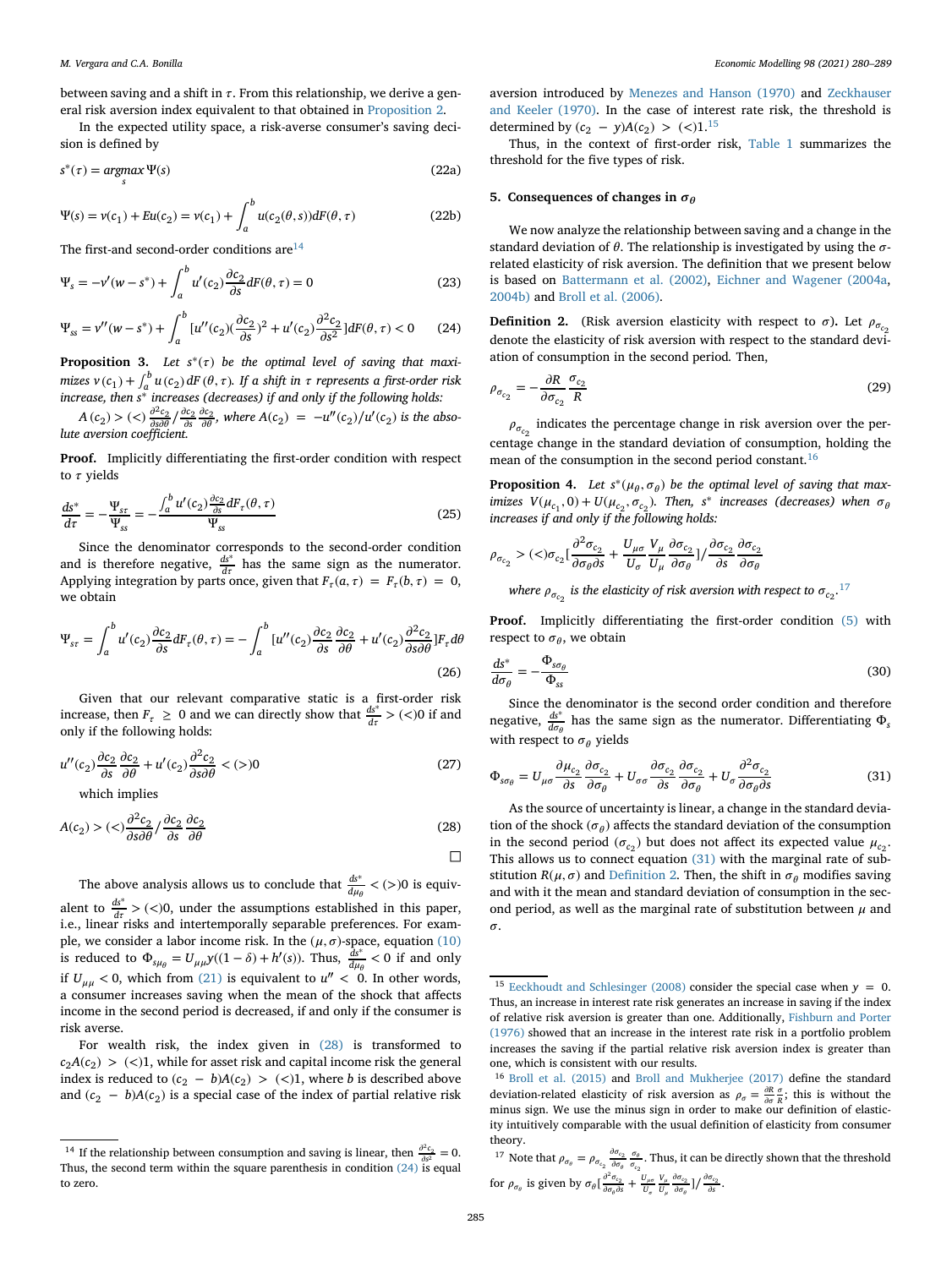between saving and a shift in $\tau$. From this relationship, we derive a general risk aversion index equivalent to that obtained in Proposition 2.

In the expected utility space, a risk-averse consumer's saving decision is defined by

$$s^*(\tau) = \underset{s}{argmax}\,\Psi(s) \tag{22a}$$

$$\Psi(s) = v(c_1) + Eu(c_2) = v(c_1) + \int_a^b u(c_2(\theta, s))dF(\theta, \tau) \tag{22b}$$

The first-and second-order conditions are[14]

$$\Psi_s = -v'(w - s^*) + \int_a^b u'(c_2)\frac{\partial c_2}{\partial s}dF(\theta, \tau) = 0 \tag{23}$$

$$\Psi_{ss} = v''(w - s^*) + \int_a^b [u''(c_2)(\frac{\partial c_2}{\partial s})^2 + u'(c_2)\frac{\partial^2 c_2}{\partial s^2}]dF(\theta, \tau) < 0 \tag{24}$$

**Proposition 3.** *Let $s^*(\tau)$ be the optimal level of saving that maximizes $v(c_1) + \int_a^b u(c_2)\,dF(\theta, \tau)$. If a shift in $\tau$ represents a first-order risk increase, then $s^*$ increases (decreases) if and only if the following holds:*

*$A(c_2) > (<) \frac{\partial^2 c_2}{\partial s \partial \theta} / \frac{\partial c_2}{\partial s}\frac{\partial c_2}{\partial \theta}$, where $A(c_2) = -u''(c_2)/u'(c_2)$ is the absolute aversion coefficient.*

**Proof.** Implicitly differentiating the first-order condition with respect to $\tau$ yields

$$\frac{ds^*}{d\tau} = -\frac{\Psi_{s\tau}}{\Psi_{ss}} = -\frac{\int_a^b u'(c_2)\frac{\partial c_2}{\partial s}dF_\tau(\theta, \tau)}{\Psi_{ss}} \tag{25}$$

Since the denominator corresponds to the second-order condition and is therefore negative, $\frac{ds^*}{d\tau}$ has the same sign as the numerator. Applying integration by parts once, given that $F_\tau(a, \tau) = F_\tau(b, \tau) = 0$, we obtain

$$\Psi_{s\tau} = \int_a^b u'(c_2)\frac{\partial c_2}{\partial s}dF_\tau(\theta, \tau) = -\int_a^b [u''(c_2)\frac{\partial c_2}{\partial s}\frac{\partial c_2}{\partial \theta} + u'(c_2)\frac{\partial^2 c_2}{\partial s \partial \theta}]F_\tau d\theta \tag{26}$$

Given that our relevant comparative static is a first-order risk increase, then $F_\tau \geq 0$ and we can directly show that $\frac{ds^*}{d\tau} > (<)0$ if and only if the following holds:

$$u''(c_2)\frac{\partial c_2}{\partial s}\frac{\partial c_2}{\partial \theta} + u'(c_2)\frac{\partial^2 c_2}{\partial s \partial \theta} < (>)0 \tag{27}$$

which implies

$$A(c_2) > (<)\frac{\partial^2 c_2}{\partial s \partial \theta} / \frac{\partial c_2}{\partial s}\frac{\partial c_2}{\partial \theta} \tag{28}$$

□

The above analysis allows us to conclude that $\frac{ds^*}{d\mu_\theta} < (>)0$ is equivalent to $\frac{ds^*}{d\tau} > (<)0$, under the assumptions established in this paper, i.e., linear risks and intertemporally separable preferences. For example, we consider a labor income risk. In the $(\mu, \sigma)$-space, equation (10) is reduced to $\Phi_{s\mu_\theta} = U_{\mu\mu}y((1 - \delta) + h'(s))$. Thus, $\frac{ds^*}{d\mu_\theta} < 0$ if and only if $U_{\mu\mu} < 0$, which from (21) is equivalent to $u'' < 0$. In other words, a consumer increases saving when the mean of the shock that affects income in the second period is decreased, if and only if the consumer is risk averse.

For wealth risk, the index given in (28) is transformed to $c_2 A(c_2) > (<)1$, while for asset risk and capital income risk the general index is reduced to $(c_2 - b)A(c_2) > (<)1$, where $b$ is described above and $(c_2 - b)A(c_2)$ is a special case of the index of partial relative risk aversion introduced by Menezes and Hanson (1970) and Zeckhauser and Keeler (1970). In the case of interest rate risk, the threshold is determined by $(c_2 - y)A(c_2) > (<)1$.[15]

Thus, in the context of first-order risk, Table 1 summarizes the threshold for the five types of risk.

## 5. Consequences of changes in $\sigma_\theta$

We now analyze the relationship between saving and a change in the standard deviation of $\theta$. The relationship is investigated by using the $\sigma$-related elasticity of risk aversion. The definition that we present below is based on Battermann et al. (2002), Eichner and Wagener (2004a, 2004b) and Broll et al. (2006).

**Definition 2.** (Risk aversion elasticity with respect to $\sigma$)**.** *Let $\rho_{\sigma_{c_2}}$ denote the elasticity of risk aversion with respect to the standard deviation of consumption in the second period. Then,*

$$\rho_{\sigma_{c_2}} = -\frac{\partial R}{\partial \sigma_{c_2}}\frac{\sigma_{c_2}}{R} \tag{29}$$

$\rho_{\sigma_{c_2}}$ indicates the percentage change in risk aversion over the percentage change in the standard deviation of consumption, holding the mean of the consumption in the second period constant.[16]

**Proposition 4.** *Let $s^*(\mu_\theta, \sigma_\theta)$ be the optimal level of saving that maximizes $V(\mu_{c_1}, 0) + U(\mu_{c_2}, \sigma_{c_2})$. Then, $s^*$ increases (decreases) when $\sigma_\theta$ increases if and only if the following holds:*

$$\rho_{\sigma_{c_2}} > (<)\sigma_{c_2}[\frac{\partial^2 \sigma_{c_2}}{\partial \sigma_\theta \partial s} + \frac{U_{\mu\sigma}}{U_\sigma}\frac{V_\mu}{U_\mu}\frac{\partial \sigma_{c_2}}{\partial \sigma_\theta}]/\frac{\partial \sigma_{c_2}}{\partial s}\frac{\partial \sigma_{c_2}}{\partial \sigma_\theta}$$

*where $\rho_{\sigma_{c_2}}$ is the elasticity of risk aversion with respect to $\sigma_{c_2}$.*[17]

**Proof.** Implicitly differentiating the first-order condition (5) with respect to $\sigma_\theta$, we obtain

$$\frac{ds^*}{d\sigma_\theta} = -\frac{\Phi_{s\sigma_\theta}}{\Phi_{ss}} \tag{30}$$

Since the denominator is the second order condition and therefore negative, $\frac{ds^*}{d\sigma_\theta}$ has the same sign as the numerator. Differentiating $\Phi_s$ with respect to $\sigma_\theta$ yields

$$\Phi_{s\sigma_\theta} = U_{\mu\sigma}\frac{\partial \mu_{c_2}}{\partial s}\frac{\partial \sigma_{c_2}}{\partial \sigma_\theta} + U_{\sigma\sigma}\frac{\partial \sigma_{c_2}}{\partial s}\frac{\partial \sigma_{c_2}}{\partial \sigma_\theta} + U_\sigma\frac{\partial^2 \sigma_{c_2}}{\partial \sigma_\theta \partial s} \tag{31}$$

As the source of uncertainty is linear, a change in the standard deviation of the shock ($\sigma_\theta$) affects the standard deviation of the consumption in the second period ($\sigma_{c_2}$) but does not affect its expected value $\mu_{c_2}$. This allows us to connect equation (31) with the marginal rate of substitution $R(\mu, \sigma)$ and Definition 2. Then, the shift in $\sigma_\theta$ modifies saving and with it the mean and standard deviation of consumption in the second period, as well as the marginal rate of substitution between $\mu$ and $\sigma$.

---

[14] If the relationship between consumption and saving is linear, then $\frac{\partial^2 c_2}{\partial s^2} = 0$. Thus, the second term within the square parenthesis in condition (24) is equal to zero.

[15] Eeckhoudt and Schlesinger (2008) consider the special case when $y = 0$. Thus, an increase in interest rate risk generates an increase in saving if the index of relative risk aversion is greater than one. Additionally, Fishburn and Porter (1976) showed that an increase in the interest rate risk in a portfolio problem increases the saving if the partial relative risk aversion index is greater than one, which is consistent with our results.

[16] Broll et al. (2015) and Broll and Mukherjee (2017) define the standard deviation-related elasticity of risk aversion as $\rho_\sigma = \frac{\partial R}{\partial \sigma}\frac{\sigma}{R}$; this is without the minus sign. We use the minus sign in order to make our definition of elasticity intuitively comparable with the usual definition of elasticity from consumer theory.

[17] Note that $\rho_{\sigma_\theta} = \rho_{\sigma_{c_2}}\frac{\partial \sigma_{c_2}}{\partial \sigma_\theta}\frac{\sigma_\theta}{\sigma_{c_2}}$. Thus, it can be directly shown that the threshold for $\rho_{\sigma_\theta}$ is given by $\sigma_\theta[\frac{\partial^2 \sigma_{c_2}}{\partial \sigma_\theta \partial s} + \frac{U_{\mu\sigma}}{U_\sigma}\frac{V_\mu}{U_\mu}\frac{\partial \sigma_{c_2}}{\partial \sigma_\theta}]/\frac{\partial \sigma_{c_2}}{\partial s}$.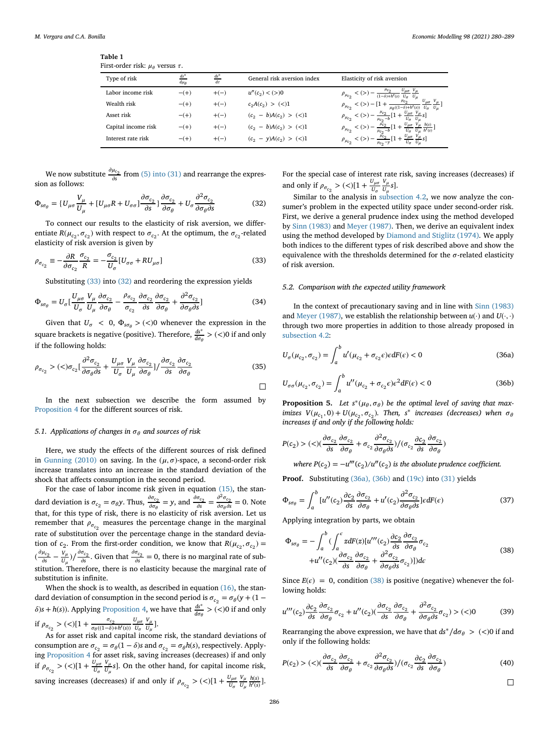**Table 1**
First-order risk: $\mu_\theta$ versus $\tau$.

| Type of risk | $\frac{ds^*}{d\mu_\theta}$ | $\frac{ds^*}{d\tau}$ | General risk aversion index | Elasticity of risk aversion |
|---|---|---|---|---|
| Labor income risk | $-(+)$ | $+(-)$ | $u''(c_2) < (>) 0$ | $\rho_{\mu_{c_2}} < (>) - \frac{\mu_{c_2}}{(1-\delta)+h'(s)} \frac{U_{\mu\sigma}}{U_\sigma} \frac{V_\mu}{U_\mu}$ |
| Wealth risk | $-(+)$ | $+(-)$ | $c_2 A(c_2) > (<) 1$ | $\rho_{\mu_{c_2}} < (>) - [1 + \frac{\mu_{c_2}}{\mu_\theta((1-\delta)+h'(s))} \frac{U_{\mu\sigma}}{U_\sigma} \frac{V_\mu}{U_\mu}]$ |
| Asset risk | $-(+)$ | $+(-)$ | $(c_2 - b)A(c_2) > (<) 1$ | $\rho_{\mu_{c_2}} < (>) - \frac{\mu_{c_2}}{\mu_{c_2}-b}[1 + \frac{U_{\mu\sigma}}{U_\sigma} \frac{V_\mu}{U_\mu} s]$ |
| Capital income risk | $-(+)$ | $+(-)$ | $(c_2 - b)A(c_2) > (<) 1$ | $\rho_{\mu_{c_2}} < (>) - \frac{\mu_{c_2}}{\mu_{c_2}-b}[1 + \frac{U_{\mu\sigma}}{U_\sigma} \frac{V_\mu}{U_\mu} \frac{h(s)}{h'(s)}]$ |
| Interest rate risk | $-(+)$ | $+(-)$ | $(c_2 - y)A(c_2) > (<) 1$ | $\rho_{\mu_{c_2}} < (>) - \frac{\mu_{c_2}}{\mu_{c_2}-y}[1 + \frac{U_{\mu\sigma}}{U_\sigma} \frac{V_\mu}{U_\mu} s]$ |

We now substitute $\frac{\partial \mu_{c_2}}{\partial s}$ from (5) into (31) and rearrange the expression as follows:

$$\Phi_{s\sigma_\theta} = \{U_{\mu\sigma}\frac{V_\mu}{U_\mu} + [U_{\mu\sigma}R + U_{\sigma\sigma}]\frac{\partial \sigma_{c_2}}{\partial s}\}\frac{\partial \sigma_{c_2}}{\partial \sigma_\theta} + U_\sigma \frac{\partial^2 \sigma_{c_2}}{\partial \sigma_\theta \partial s} \tag{32}$$

To connect our results to the elasticity of risk aversion, we differentiate $R(\mu_{c_2}, \sigma_{c_2})$ with respect to $\sigma_{c_2}$. At the optimum, the $\sigma_{c_2}$-related elasticity of risk aversion is given by

$$\rho_{\sigma_{c_2}} \equiv -\frac{\partial R}{\partial \sigma_{c_2}}\frac{\sigma_{c_2}}{R} = -\frac{\sigma_{c_2}}{U_\sigma}[U_{\sigma\sigma} + RU_{\mu\sigma}] \tag{33}$$

Substituting (33) into (32) and reordering the expression yields

$$\Phi_{s\sigma_\theta} = U_\sigma[\frac{U_{\mu\sigma}}{U_\sigma}\frac{V_\mu}{U_\mu}\frac{\partial \sigma_{c_2}}{\partial \sigma_\theta} - \frac{\rho_{\sigma_{c_2}}}{\sigma_{c_2}}\frac{\partial \sigma_{c_2}}{\partial s}\frac{\partial \sigma_{c_2}}{\partial \sigma_\theta} + \frac{\partial^2 \sigma_{c_2}}{\partial \sigma_\theta \partial s}] \tag{34}$$

Given that $U_\sigma < 0$, $\Phi_{s\sigma_\theta} > (<) 0$ whenever the expression in the square brackets is negative (positive). Therefore, $\frac{ds^*}{d\sigma_\theta} > (<) 0$ if and only if the following holds:

$$\rho_{\sigma_{c_2}} > (<) \sigma_{c_2}[\frac{\partial^2 \sigma_{c_2}}{\partial \sigma_\theta \partial s} + \frac{U_{\mu\sigma}}{U_\sigma}\frac{V_\mu}{U_\mu}\frac{\partial \sigma_{c_2}}{\partial \sigma_\theta}]/\frac{\partial \sigma_{c_2}}{\partial s}\frac{\partial \sigma_{c_2}}{\partial \sigma_\theta} \tag{35}$$

□

In the next subsection we describe the form assumed by Proposition 4 for the different sources of risk.

### 5.1. Applications of changes in $\sigma_\theta$ and sources of risk

Here, we study the effects of the different sources of risk defined in Gunning (2010) on saving. In the $(\mu, \sigma)$-space, a second-order risk increase translates into an increase in the standard deviation of the shock that affects consumption in the second period.

For the case of labor income risk given in equation (15), the standard deviation is $\sigma_{c_2} = \sigma_\theta y$. Thus, $\frac{\partial \sigma_{c_2}}{\partial \sigma_\theta} = y$, and $\frac{\partial \sigma_{c_2}}{\partial s} = \frac{\partial^2 \sigma_{c_2}}{\partial \sigma_\theta \partial s} = 0$. Note that, for this type of risk, there is no elasticity of risk aversion. Let us remember that $\rho_{\sigma_{c_2}}$ measures the percentage change in the marginal rate of substitution over the percentage change in the standard deviation of $c_2$. From the first-order condition, we know that $R(\mu_{c_2}, \sigma_{c_2}) = (\frac{\partial \mu_{c_2}}{\partial s} - \frac{V_\mu}{U_\mu})/\frac{\partial \sigma_{c_2}}{\partial s}$. Given that $\frac{\partial \sigma_{c_2}}{\partial s} = 0$, there is no marginal rate of substitution. Therefore, there is no elasticity because the marginal rate of substitution is infinite.

When the shock is to wealth, as described in equation (16), the standard deviation of consumption in the second period is $\sigma_{c_2} = \sigma_\theta(y + (1-\delta)s + h(s))$. Applying Proposition 4, we have that $\frac{ds^*}{d\sigma_\theta} > (<) 0$ if and only if $\rho_{\sigma_{c_2}} > (<) [1 + \frac{\sigma_{c_2}}{\sigma_\theta((1-\delta)+h'(s))}\frac{U_{\mu\sigma}}{U_\sigma}\frac{V_\mu}{U_\mu}]$.

As for asset risk and capital income risk, the standard deviations of consumption are $\sigma_{c_2} = \sigma_\theta(1-\delta)s$ and $\sigma_{c_2} = \sigma_\theta h(s)$, respectively. Applying Proposition 4 for asset risk, saving increases (decreases) if and only if $\rho_{\sigma_{c_2}} > (<) [1 + \frac{U_{\mu\sigma}}{U_\sigma}\frac{V_\mu}{U_\mu}s]$. On the other hand, for capital income risk, saving increases (decreases) if and only if $\rho_{\sigma_{c_2}} > (<) [1 + \frac{U_{\mu\sigma}}{U_\sigma}\frac{V_\mu}{U_\mu}\frac{h(s)}{h'(s)}]$. For the special case of interest rate risk, saving increases (decreases) if and only if $\rho_{\sigma_{c_2}} > (<) [1 + \frac{U_{\mu\sigma}}{U_\sigma}\frac{V_\mu}{U_\mu}s]$.

Similar to the analysis in subsection 4.2, we now analyze the consumer's problem in the expected utility space under second-order risk. First, we derive a general prudence index using the method developed by Sinn (1983) and Meyer (1987). Then, we derive an equivalent index using the method developed by Diamond and Stiglitz (1974). We apply both indices to the different types of risk described above and show the equivalence with the thresholds determined for the $\sigma$-related elasticity of risk aversion.

### 5.2. Comparison with the expected utility framework

In the context of precautionary saving and in line with Sinn (1983) and Meyer (1987), we establish the relationship between $u(\cdot)$ and $U(\cdot,\cdot)$ through two more properties in addition to those already proposed in subsection 4.2:

$$U_\sigma(\mu_{c_2}, \sigma_{c_2}) = \int_a^b u'(\mu_{c_2} + \sigma_{c_2}\epsilon)\epsilon dF(\epsilon) < 0 \tag{36a}$$

$$U_{\sigma\sigma}(\mu_{c_2}, \sigma_{c_2}) = \int_a^b u''(\mu_{c_2} + \sigma_{c_2}\epsilon)\epsilon^2 dF(\epsilon) < 0 \tag{36b}$$

**Proposition 5.** *Let $s^*(\mu_\theta, \sigma_\theta)$ be the optimal level of saving that maximizes $V(\mu_{c_1}, 0) + U(\mu_{c_2}, \sigma_{c_2})$. Then, $s^*$ increases (decreases) when $\sigma_\theta$ increases if and only if the following holds:*

$$P(c_2) > (<) (\frac{\partial \sigma_{c_2}}{\partial s}\frac{\partial \sigma_{c_2}}{\partial \sigma_\theta} + \sigma_{c_2}\frac{\partial^2 \sigma_{c_2}}{\partial \sigma_\theta \partial s})/(\sigma_{c_2}\frac{\partial c_2}{\partial s}\frac{\partial \sigma_{c_2}}{\partial \sigma_\theta})$$

*where $P(c_2) = -u'''(c_2)/u''(c_2)$ is the absolute prudence coefficient.*

**Proof.** Substituting (36a), (36b) and (19c) into (31) yields

$$\Phi_{s\sigma_\theta} = \int_a^b [u''(c_2)\frac{\partial c_2}{\partial s}\frac{\partial \sigma_{c_2}}{\partial \sigma_\theta} + u'(c_2)\frac{\partial^2 \sigma_{c_2}}{\partial \sigma_\theta \partial s}]\epsilon dF(\epsilon) \tag{37}$$

Applying integration by parts, we obtain

$$\begin{aligned}\Phi_{s\sigma_\theta} = -\int_a^b (\int_a^\epsilon zdF(z)[u'''(c_2)\frac{\partial c_2}{\partial s}\frac{\partial \sigma_{c_2}}{\partial \sigma_\theta}\sigma_{c_2} \\ + u''(c_2)(\frac{\partial \sigma_{c_2}}{\partial s}\frac{\partial \sigma_{c_2}}{\partial \sigma_\theta} + \frac{\partial^2 \sigma_{c_2}}{\partial \sigma_\theta \partial s}\sigma_{c_2})])d\epsilon\end{aligned} \tag{38}$$

Since $E(\epsilon) = 0$, condition (38) is positive (negative) whenever the following holds:

$$u'''(c_2)\frac{\partial c_2}{\partial s}\frac{\partial \sigma_{c_2}}{\partial \sigma_\theta}\sigma_{c_2} + u''(c_2)(\frac{\partial \sigma_{c_2}}{\partial s}\frac{\partial \sigma_{c_2}}{\partial \sigma_\theta} + \frac{\partial^2 \sigma_{c_2}}{\partial \sigma_\theta \partial s}\sigma_{c_2}) > (<) 0 \tag{39}$$

Rearranging the above expression, we have that $ds^*/d\sigma_\theta > (<) 0$ if and only if the following holds:

$$P(c_2) > (<) (\frac{\partial \sigma_{c_2}}{\partial s}\frac{\partial \sigma_{c_2}}{\partial \sigma_\theta} + \sigma_{c_2}\frac{\partial^2 \sigma_{c_2}}{\partial \sigma_\theta \partial s})/(\sigma_{c_2}\frac{\partial c_2}{\partial s}\frac{\partial \sigma_{c_2}}{\partial \sigma_\theta}) \tag{40}$$

□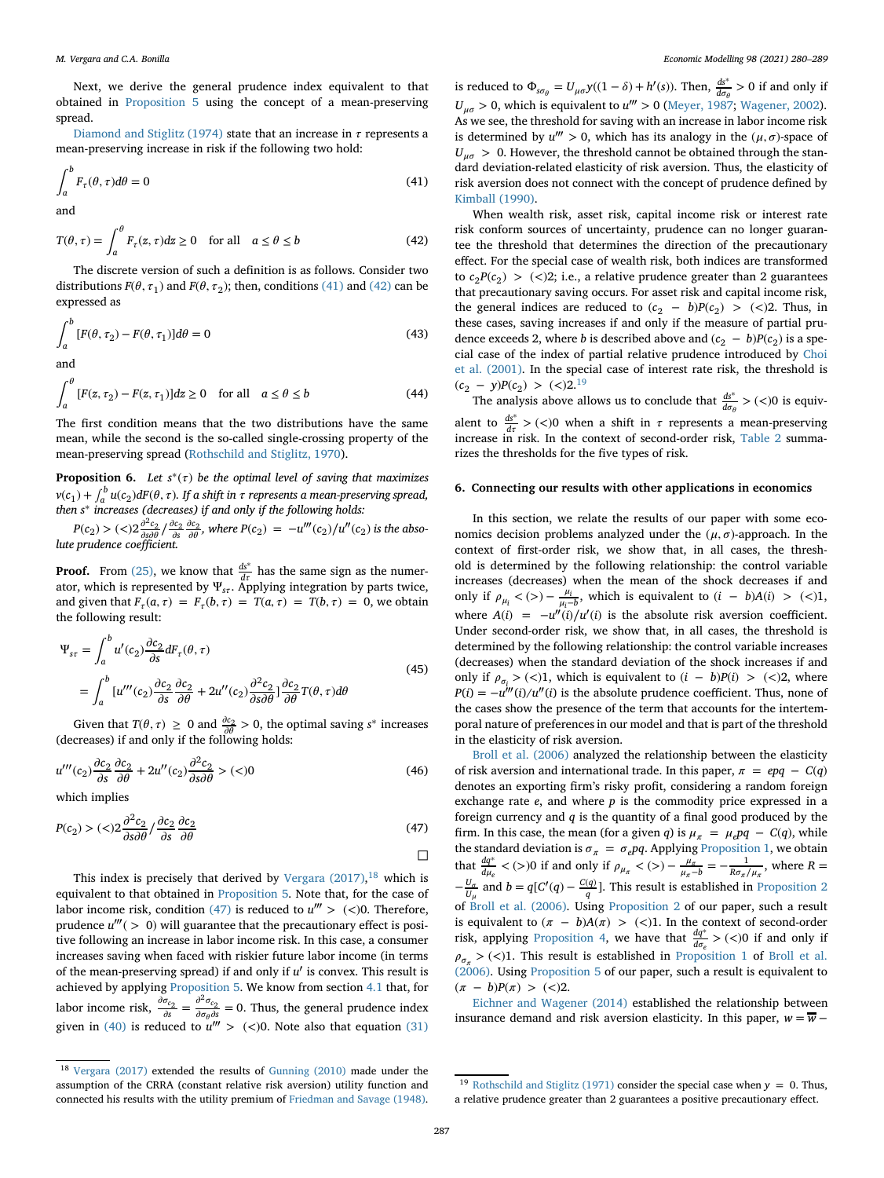Next, we derive the general prudence index equivalent to that obtained in Proposition 5 using the concept of a mean-preserving spread.

Diamond and Stiglitz (1974) state that an increase in $\tau$ represents a mean-preserving increase in risk if the following two hold:

$$\int_a^b F_\tau(\theta,\tau)d\theta = 0 \tag{41}$$

and

$$T(\theta,\tau) = \int_a^\theta F_\tau(z,\tau)dz \geq 0 \quad \text{for all} \quad a \leq \theta \leq b \tag{42}$$

The discrete version of such a definition is as follows. Consider two distributions $F(\theta,\tau_1)$ and $F(\theta,\tau_2)$; then, conditions (41) and (42) can be expressed as

$$\int_a^b [F(\theta,\tau_2) - F(\theta,\tau_1)]d\theta = 0 \tag{43}$$

and

$$\int_a^\theta [F(z,\tau_2) - F(z,\tau_1)]dz \geq 0 \quad \text{for all} \quad a \leq \theta \leq b \tag{44}$$

The first condition means that the two distributions have the same mean, while the second is the so-called single-crossing property of the mean-preserving spread (Rothschild and Stiglitz, 1970).

**Proposition 6.** *Let $s^*(\tau)$ be the optimal level of saving that maximizes $v(c_1) + \int_a^b u(c_2)dF(\theta,\tau)$. If a shift in $\tau$ represents a mean-preserving spread, then $s^*$ increases (decreases) if and only if the following holds:*

*$P(c_2) > (<) 2\frac{\partial^2 c_2}{\partial s \partial \theta} / \frac{\partial c_2}{\partial s}\frac{\partial c_2}{\partial \theta}$, where $P(c_2) = -u'''(c_2)/u''(c_2)$ is the absolute prudence coefficient.*

**Proof.** From (25), we know that $\frac{ds^*}{d\tau}$ has the same sign as the numerator, which is represented by $\Psi_{s\tau}$. Applying integration by parts twice, and given that $F_\tau(a,\tau) = F_\tau(b,\tau) = T(a,\tau) = T(b,\tau) = 0$, we obtain the following result:

$$\begin{aligned}\Psi_{s\tau} &= \int_a^b u'(c_2)\frac{\partial c_2}{\partial s}dF_\tau(\theta,\tau) \\ &= \int_a^b [u'''(c_2)\frac{\partial c_2}{\partial s}\frac{\partial c_2}{\partial \theta} + 2u''(c_2)\frac{\partial^2 c_2}{\partial s \partial \theta}]\frac{\partial c_2}{\partial \theta}T(\theta,\tau)d\theta\end{aligned} \tag{45}$$

Given that $T(\theta,\tau) \geq 0$ and $\frac{\partial c_2}{\partial \theta} > 0$, the optimal saving $s^*$ increases (decreases) if and only if the following holds:

$$u'''(c_2)\frac{\partial c_2}{\partial s}\frac{\partial c_2}{\partial \theta} + 2u''(c_2)\frac{\partial^2 c_2}{\partial s \partial \theta} > (<) 0 \tag{46}$$

which implies

$$P(c_2) > (<) 2\frac{\partial^2 c_2}{\partial s \partial \theta} / \frac{\partial c_2}{\partial s}\frac{\partial c_2}{\partial \theta} \tag{47}$$

□

This index is precisely that derived by Vergara (2017),[18] which is equivalent to that obtained in Proposition 5. Note that, for the case of labor income risk, condition (47) is reduced to $u''' > (<) 0$. Therefore, prudence $u'''(>0)$ will guarantee that the precautionary effect is positive following an increase in labor income risk. In this case, a consumer increases saving when faced with riskier future labor income (in terms of the mean-preserving spread) if and only if $u'$ is convex. This result is achieved by applying Proposition 5. We know from section 4.1 that, for labor income risk, $\frac{\partial \sigma_{c_2}}{\partial s} = \frac{\partial^2 \sigma_{c_2}}{\partial \sigma_\theta \partial s} = 0$. Thus, the general prudence index given in (40) is reduced to $u''' > (<) 0$. Note also that equation (31) is reduced to $\Phi_{s\sigma_\theta} = U_{\mu\sigma}y((1-\delta) + h'(s))$. Then, $\frac{ds^*}{d\sigma_\theta} > 0$ if and only if $U_{\mu\sigma} > 0$, which is equivalent to $u''' > 0$ (Meyer, 1987; Wagener, 2002). As we see, the threshold for saving with an increase in labor income risk is determined by $u''' > 0$, which has its analogy in the $(\mu,\sigma)$-space of $U_{\mu\sigma} > 0$. However, the threshold cannot be obtained through the standard deviation-related elasticity of risk aversion. Thus, the elasticity of risk aversion does not connect with the concept of prudence defined by Kimball (1990).

When wealth risk, asset risk, capital income risk or interest rate risk conform sources of uncertainty, prudence can no longer guarantee the threshold that determines the direction of the precautionary effect. For the special case of wealth risk, both indices are transformed to $c_2P(c_2) > (<) 2$; i.e., a relative prudence greater than 2 guarantees that precautionary saving occurs. For asset risk and capital income risk, the general indices are reduced to $(c_2 - b)P(c_2) > (<) 2$. Thus, in these cases, saving increases if and only if the measure of partial prudence exceeds 2, where $b$ is described above and $(c_2 - b)P(c_2)$ is a special case of the index of partial relative prudence introduced by Choi et al. (2001). In the special case of interest rate risk, the threshold is $(c_2 - y)P(c_2) > (<) 2$.[19]

The analysis above allows us to conclude that $\frac{ds^*}{d\sigma_\theta} > (<) 0$ is equivalent to $\frac{ds^*}{d\tau} > (<) 0$ when a shift in $\tau$ represents a mean-preserving increase in risk. In the context of second-order risk, Table 2 summarizes the thresholds for the five types of risk.

## 6. Connecting our results with other applications in economics

In this section, we relate the results of our paper with some economics decision problems analyzed under the $(\mu,\sigma)$-approach. In the context of first-order risk, we show that, in all cases, the threshold is determined by the following relationship: the control variable increases (decreases) when the mean of the shock decreases if and only if $\rho_{\mu_i} < (>) - \frac{\mu_i}{\mu_i - b}$, which is equivalent to $(i - b)A(i) > (<) 1$, where $A(i) = -u''(i)/u'(i)$ is the absolute risk aversion coefficient. Under second-order risk, we show that, in all cases, the threshold is determined by the following relationship: the control variable increases (decreases) when the standard deviation of the shock increases if and only if $\rho_{\sigma_i} > (<) 1$, which is equivalent to $(i - b)P(i) > (<) 2$, where $P(i) = -u'''(i)/u''(i)$ is the absolute prudence coefficient. Thus, none of the cases show the presence of the term that accounts for the intertemporal nature of preferences in our model and that is part of the threshold in the elasticity of risk aversion.

Broll et al. (2006) analyzed the relationship between the elasticity of risk aversion and international trade. In this paper, $\pi = epq - C(q)$ denotes an exporting firm's risky profit, considering a random foreign exchange rate $e$, and where $p$ is the commodity price expressed in a foreign currency and $q$ is the quantity of a final good produced by the firm. In this case, the mean (for a given $q$) is $\mu_\pi = \mu_e pq - C(q)$, while the standard deviation is $\sigma_\pi = \sigma_e pq$. Applying Proposition 1, we obtain that $\frac{dq^*}{d\mu_e} < (>) 0$ if and only if $\rho_{\mu_\pi} < (>) - \frac{\mu_\pi}{\mu_\pi - b} = -\frac{1}{R\sigma_\pi/\mu_\pi}$, where $R = -\frac{U_\sigma}{U_\mu}$ and $b = q[C'(q) - \frac{C(q)}{q}]$. This result is established in Proposition 2 of Broll et al. (2006). Using Proposition 2 of our paper, such a result is equivalent to $(\pi - b)A(\pi) > (<) 1$. In the context of second-order risk, applying Proposition 4, we have that $\frac{dq^*}{d\sigma_e} > (<) 0$ if and only if $\rho_{\sigma_\pi} > (<) 1$. This result is established in Proposition 1 of Broll et al. (2006). Using Proposition 5 of our paper, such a result is equivalent to $(\pi - b)P(\pi) > (<) 2$.

Eichner and Wagener (2014) established the relationship between insurance demand and risk aversion elasticity. In this paper, $w = \overline{w} -$

[18] Vergara (2017) extended the results of Gunning (2010) made under the assumption of the CRRA (constant relative risk aversion) utility function and connected his results with the utility premium of Friedman and Savage (1948).

[19] Rothschild and Stiglitz (1971) consider the special case when $y = 0$. Thus, a relative prudence greater than 2 guarantees a positive precautionary effect.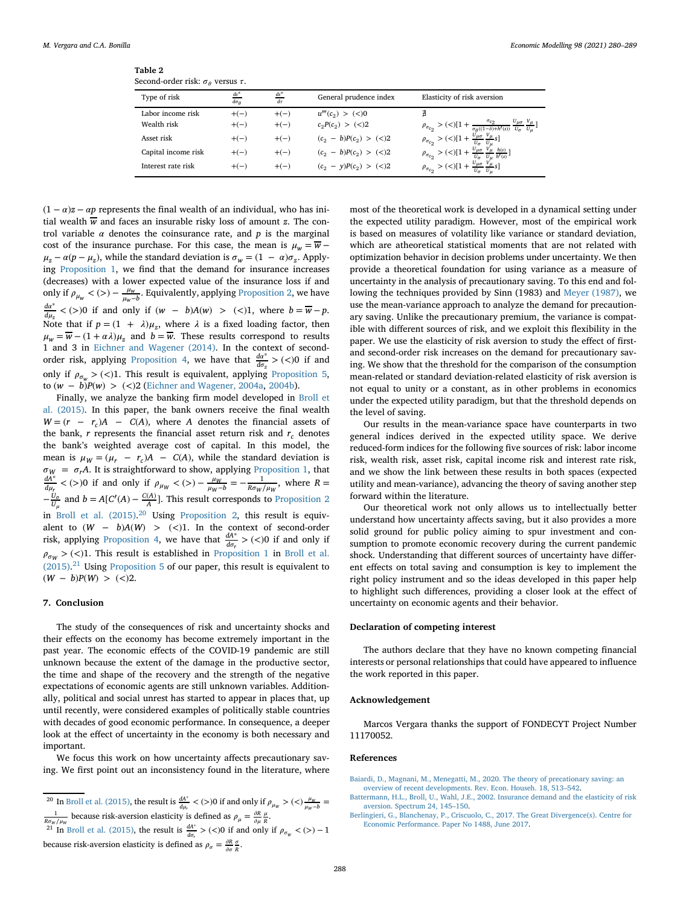**Table 2**
Second-order risk: $\sigma_\theta$ versus $\tau$.

| Type of risk | $\frac{ds^*}{d\sigma_\theta}$ | $\frac{ds^*}{d\tau}$ | General prudence index | Elasticity of risk aversion |
|---|---|---|---|---|
| Labor income risk | $+(-)$ | $+(-)$ | $u'''(c_2) > (<)0$ | $\nexists$ |
| Wealth risk | $+(-)$ | $+(-)$ | $c_2P(c_2) > (<)2$ | $\rho_{\sigma_{c_2}} > (<)[1 + \frac{\sigma_{c_2}}{\sigma_\theta((1-\delta)+h'(s))} \frac{U_{\mu\sigma}}{U_\sigma} \frac{V_\mu}{U_\mu}]$ |
| Asset risk | $+(-)$ | $+(-)$ | $(c_2 - b)P(c_2) > (<)2$ | $\rho_{\sigma_{c_2}} > (<)[1 + \frac{U_{\mu\sigma}}{U_\sigma} \frac{V_\mu}{U_\mu} s]$ |
| Capital income risk | $+(-)$ | $+(-)$ | $(c_2 - b)P(c_2) > (<)2$ | $\rho_{\sigma_{c_2}} > (<)[1 + \frac{U_{\mu\sigma}}{U_\sigma} \frac{V_\mu}{U_\mu} \frac{h(s)}{h'(s)}]$ |
| Interest rate risk | $+(-)$ | $+(-)$ | $(c_2 - y)P(c_2) > (<)2$ | $\rho_{\sigma_{c_2}} > (<)[1 + \frac{U_{\mu\sigma}}{U_\sigma} \frac{V_\mu}{U_\mu} s]$ |

$(1-\alpha)z - \alpha p$ represents the final wealth of an individual, who has initial wealth $\overline{w}$ and faces an insurable risky loss of amount $z$. The control variable $\alpha$ denotes the coinsurance rate, and $p$ is the marginal cost of the insurance purchase. For this case, the mean is $\mu_w = \overline{w} - \mu_z - \alpha(p - \mu_z)$, while the standard deviation is $\sigma_w = (1 - \alpha)\sigma_z$. Applying Proposition 1, we find that the demand for insurance increases (decreases) with a lower expected value of the insurance loss if and only if $\rho_{\mu_w} < (>) - \frac{\mu_w}{\mu_w - b}$. Equivalently, applying Proposition 2, we have $\frac{d\alpha^*}{d\mu_z} < (>)0$ if and only if $(w - b)A(w) > (<)1$, where $b = \overline{w} - p$. Note that if $p = (1 + \lambda)\mu_z$, where $\lambda$ is a fixed loading factor, then $\mu_w = \overline{w} - (1 + \alpha\lambda)\mu_z$ and $b = \overline{w}$. These results correspond to results 1 and 3 in Eichner and Wagener (2014). In the context of second-order risk, applying Proposition 4, we have that $\frac{d\alpha^*}{d\sigma_z} > (<)0$ if and only if $\rho_{\sigma_w} > (<)1$. This result is equivalent, applying Proposition 5, to $(w - b)P(w) > (<)2$ (Eichner and Wagener, 2004a, 2004b).

Finally, we analyze the banking firm model developed in Broll et al. (2015). In this paper, the bank owners receive the final wealth $W = (r - r_c)A - C(A)$, where $A$ denotes the financial assets of the bank, $r$ represents the financial asset return risk and $r_c$ denotes the bank's weighted average cost of capital. In this model, the mean is $\mu_W = (\mu_r - r_c)A - C(A)$, while the standard deviation is $\sigma_W = \sigma_r A$. It is straightforward to show, applying Proposition 1, that $\frac{dA^*}{d\mu_r} < (>)0$ if and only if $\rho_{\mu_W} < (>) - \frac{\mu_W}{\mu_W - b} = -\frac{1}{R\sigma_W/\mu_W}$, where $R = -\frac{U_\sigma}{U_\mu}$ and $b = A[C'(A) - \frac{C(A)}{A}]$. This result corresponds to Proposition 2 in Broll et al. (2015).[20] Using Proposition 2, this result is equivalent to $(W - b)A(W) > (<)1$. In the context of second-order risk, applying Proposition 4, we have that $\frac{dA^*}{d\sigma_r} > (<)0$ if and only if $\rho_{\sigma_W} > (<)1$. This result is established in Proposition 1 in Broll et al. (2015).[21] Using Proposition 5 of our paper, this result is equivalent to $(W - b)P(W) > (<)2$.

## 7. Conclusion

The study of the consequences of risk and uncertainty shocks and their effects on the economy has become extremely important in the past year. The economic effects of the COVID-19 pandemic are still unknown because the extent of the damage in the productive sector, the time and shape of the recovery and the strength of the negative expectations of economic agents are still unknown variables. Additionally, political and social unrest has started to appear in places that, up until recently, were considered examples of politically stable countries with decades of good economic performance. In consequence, a deeper look at the effect of uncertainty in the economy is both necessary and important.

We focus this work on how uncertainty affects precautionary saving. We first point out an inconsistency found in the literature, where most of the theoretical work is developed in a dynamical setting under the expected utility paradigm. However, most of the empirical work is based on measures of volatility like variance or standard deviation, which are atheoretical statistical moments that are not related with optimization behavior in decision problems under uncertainty. We then provide a theoretical foundation for using variance as a measure of uncertainty in the analysis of precautionary saving. To this end and following the techniques provided by Sinn (1983) and Meyer (1987), we use the mean-variance approach to analyze the demand for precautionary saving. Unlike the precautionary premium, the variance is compatible with different sources of risk, and we exploit this flexibility in the paper. We use the elasticity of risk aversion to study the effect of first- and second-order risk increases on the demand for precautionary saving. We show that the threshold for the comparison of the consumption mean-related or standard deviation-related elasticity of risk aversion is not equal to unity or a constant, as in other problems in economics under the expected utility paradigm, but that the threshold depends on the level of saving.

Our results in the mean-variance space have counterparts in two general indices derived in the expected utility space. We derive reduced-form indices for the following five sources of risk: labor income risk, wealth risk, asset risk, capital income risk and interest rate risk, and we show the link between these results in both spaces (expected utility and mean-variance), advancing the theory of saving another step forward within the literature.

Our theoretical work not only allows us to intellectually better understand how uncertainty affects saving, but it also provides a more solid ground for public policy aiming to spur investment and consumption to promote economic recovery during the current pandemic shock. Understanding that different sources of uncertainty have different effects on total saving and consumption is key to implement the right policy instrument and so the ideas developed in this paper help to highlight such differences, providing a closer look at the effect of uncertainty on economic agents and their behavior.

## Declaration of competing interest

The authors declare that they have no known competing financial interests or personal relationships that could have appeared to influence the work reported in this paper.

## Acknowledgement

Marcos Vergara thanks the support of FONDECYT Project Number 11170052.

## References

Baiardi, D., Magnani, M., Menegatti, M., 2020. The theory of precautionary saving: an overview of recent developments. Rev. Econ. Househ. 18, 513–542.

Battermann, H.L., Broll, U., Wahl, J.E., 2002. Insurance demand and the elasticity of risk aversion. Spectrum 24, 145–150.

Berlingieri, G., Blanchenay, P., Criscuolo, C., 2017. The Great Divergence(s). Centre for Economic Performance. Paper No 1488, June 2017.

---

[20] In Broll et al. (2015), the result is $\frac{dA^*}{d\mu_r} < (>)0$ if and only if $\rho_{\mu_W} > (<) \frac{\mu_W}{\mu_W - b} = \frac{1}{R\sigma_W/\mu_W}$ because risk-aversion elasticity is defined as $\rho_\mu = \frac{\partial R}{\partial \mu} \frac{\mu}{R}$.

[21] In Broll et al. (2015), the result is $\frac{dA^*}{d\sigma_r} > (<)0$ if and only if $\rho_{\sigma_W} < (>) - 1$ because risk-aversion elasticity is defined as $\rho_\sigma = \frac{\partial R}{\partial \sigma} \frac{\sigma}{R}$.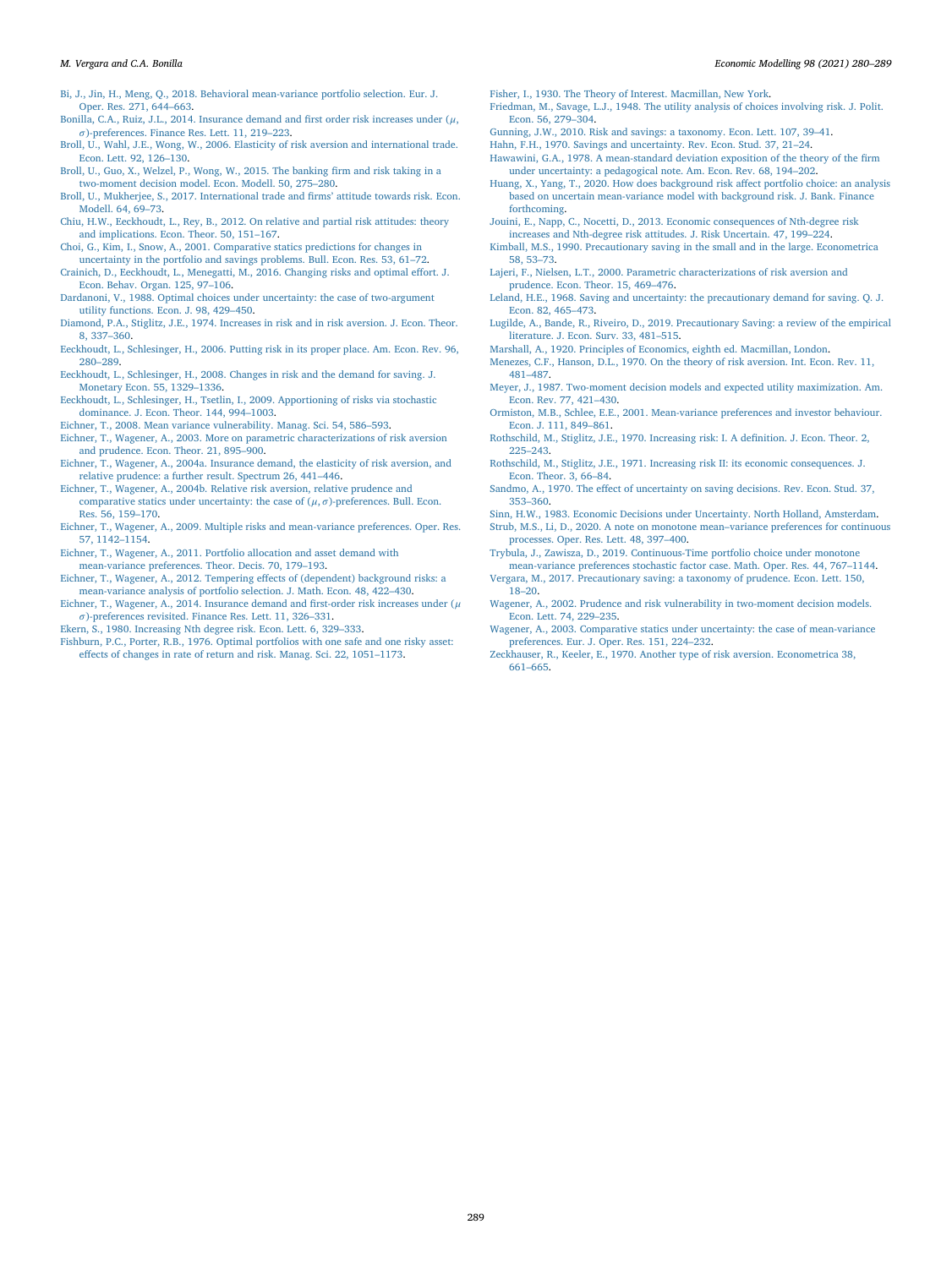Bi, J., Jin, H., Meng, Q., 2018. Behavioral mean-variance portfolio selection. Eur. J. Oper. Res. 271, 644–663.

Bonilla, C.A., Ruiz, J.L., 2014. Insurance demand and first order risk increases under $(\mu, \sigma)$-preferences. Finance Res. Lett. 11, 219–223.

Broll, U., Wahl, J.E., Wong, W., 2006. Elasticity of risk aversion and international trade. Econ. Lett. 92, 126–130.

Broll, U., Guo, X., Welzel, P., Wong, W., 2015. The banking firm and risk taking in a two-moment decision model. Econ. Modell. 50, 275–280.

Broll, U., Mukherjee, S., 2017. International trade and firms' attitude towards risk. Econ. Modell. 64, 69–73.

Chiu, H.W., Eeckhoudt, L., Rey, B., 2012. On relative and partial risk attitudes: theory and implications. Econ. Theor. 50, 151–167.

Choi, G., Kim, I., Snow, A., 2001. Comparative statics predictions for changes in uncertainty in the portfolio and savings problems. Bull. Econ. Res. 53, 61–72.

Crainich, D., Eeckhoudt, L., Menegatti, M., 2016. Changing risks and optimal effort. J. Econ. Behav. Organ. 125, 97–106.

Dardanoni, V., 1988. Optimal choices under uncertainty: the case of two-argument utility functions. Econ. J. 98, 429–450.

Diamond, P.A., Stiglitz, J.E., 1974. Increases in risk and in risk aversion. J. Econ. Theor. 8, 337–360.

Eeckhoudt, L., Schlesinger, H., 2006. Putting risk in its proper place. Am. Econ. Rev. 96, 280–289.

Eeckhoudt, L., Schlesinger, H., 2008. Changes in risk and the demand for saving. J. Monetary Econ. 55, 1329–1336.

Eeckhoudt, L., Schlesinger, H., Tsetlin, I., 2009. Apportioning of risks via stochastic dominance. J. Econ. Theor. 144, 994–1003.

Eichner, T., 2008. Mean variance vulnerability. Manag. Sci. 54, 586–593.

Eichner, T., Wagener, A., 2003. More on parametric characterizations of risk aversion and prudence. Econ. Theor. 21, 895–900.

Eichner, T., Wagener, A., 2004a. Insurance demand, the elasticity of risk aversion, and relative prudence: a further result. Spectrum 26, 441–446.

Eichner, T., Wagener, A., 2004b. Relative risk aversion, relative prudence and comparative statics under uncertainty: the case of $(\mu, \sigma)$-preferences. Bull. Econ. Res. 56, 159–170.

Eichner, T., Wagener, A., 2009. Multiple risks and mean-variance preferences. Oper. Res. 57, 1142–1154.

Eichner, T., Wagener, A., 2011. Portfolio allocation and asset demand with mean-variance preferences. Theor. Decis. 70, 179–193.

Eichner, T., Wagener, A., 2012. Tempering effects of (dependent) background risks: a mean-variance analysis of portfolio selection. J. Math. Econ. 48, 422–430.

Eichner, T., Wagener, A., 2014. Insurance demand and first-order risk increases under $(\mu \sigma)$-preferences revisited. Finance Res. Lett. 11, 326–331.

Ekern, S., 1980. Increasing Nth degree risk. Econ. Lett. 6, 329–333.

Fishburn, P.C., Porter, R.B., 1976. Optimal portfolios with one safe and one risky asset: effects of changes in rate of return and risk. Manag. Sci. 22, 1051–1173.

Fisher, I., 1930. The Theory of Interest. Macmillan, New York.

Friedman, M., Savage, L.J., 1948. The utility analysis of choices involving risk. J. Polit. Econ. 56, 279–304.

Gunning, J.W., 2010. Risk and savings: a taxonomy. Econ. Lett. 107, 39–41.

Hahn, F.H., 1970. Savings and uncertainty. Rev. Econ. Stud. 37, 21–24.

Hawawini, G.A., 1978. A mean-standard deviation exposition of the theory of the firm under uncertainty: a pedagogical note. Am. Econ. Rev. 68, 194–202.

Huang, X., Yang, T., 2020. How does background risk affect portfolio choice: an analysis based on uncertain mean-variance model with background risk. J. Bank. Finance forthcoming.

Jouini, E., Napp, C., Nocetti, D., 2013. Economic consequences of Nth-degree risk increases and Nth-degree risk attitudes. J. Risk Uncertain. 47, 199–224.

Kimball, M.S., 1990. Precautionary saving in the small and in the large. Econometrica 58, 53–73.

Lajeri, F., Nielsen, L.T., 2000. Parametric characterizations of risk aversion and prudence. Econ. Theor. 15, 469–476.

Leland, H.E., 1968. Saving and uncertainty: the precautionary demand for saving. Q. J. Econ. 82, 465–473.

Lugilde, A., Bande, R., Riveiro, D., 2019. Precautionary Saving: a review of the empirical literature. J. Econ. Surv. 33, 481–515.

Marshall, A., 1920. Principles of Economics, eighth ed. Macmillan, London.

Menezes, C.F., Hanson, D.L., 1970. On the theory of risk aversion. Int. Econ. Rev. 11, 481–487.

Meyer, J., 1987. Two-moment decision models and expected utility maximization. Am. Econ. Rev. 77, 421–430.

Ormiston, M.B., Schlee, E.E., 2001. Mean-variance preferences and investor behaviour. Econ. J. 111, 849–861.

Rothschild, M., Stiglitz, J.E., 1970. Increasing risk: I. A definition. J. Econ. Theor. 2, 225–243.

Rothschild, M., Stiglitz, J.E., 1971. Increasing risk II: its economic consequences. J. Econ. Theor. 3, 66–84.

Sandmo, A., 1970. The effect of uncertainty on saving decisions. Rev. Econ. Stud. 37, 353–360.

Sinn, H.W., 1983. Economic Decisions under Uncertainty. North Holland, Amsterdam.

Strub, M.S., Li, D., 2020. A note on monotone mean–variance preferences for continuous processes. Oper. Res. Lett. 48, 397–400.

Trybula, J., Zawisza, D., 2019. Continuous-Time portfolio choice under monotone mean-variance preferences stochastic factor case. Math. Oper. Res. 44, 767–1144.

Vergara, M., 2017. Precautionary saving: a taxonomy of prudence. Econ. Lett. 150, 18–20.

Wagener, A., 2002. Prudence and risk vulnerability in two-moment decision models. Econ. Lett. 74, 229–235.

Wagener, A., 2003. Comparative statics under uncertainty: the case of mean-variance preferences. Eur. J. Oper. Res. 151, 224–232.

Zeckhauser, R., Keeler, E., 1970. Another type of risk aversion. Econometrica 38, 661–665.